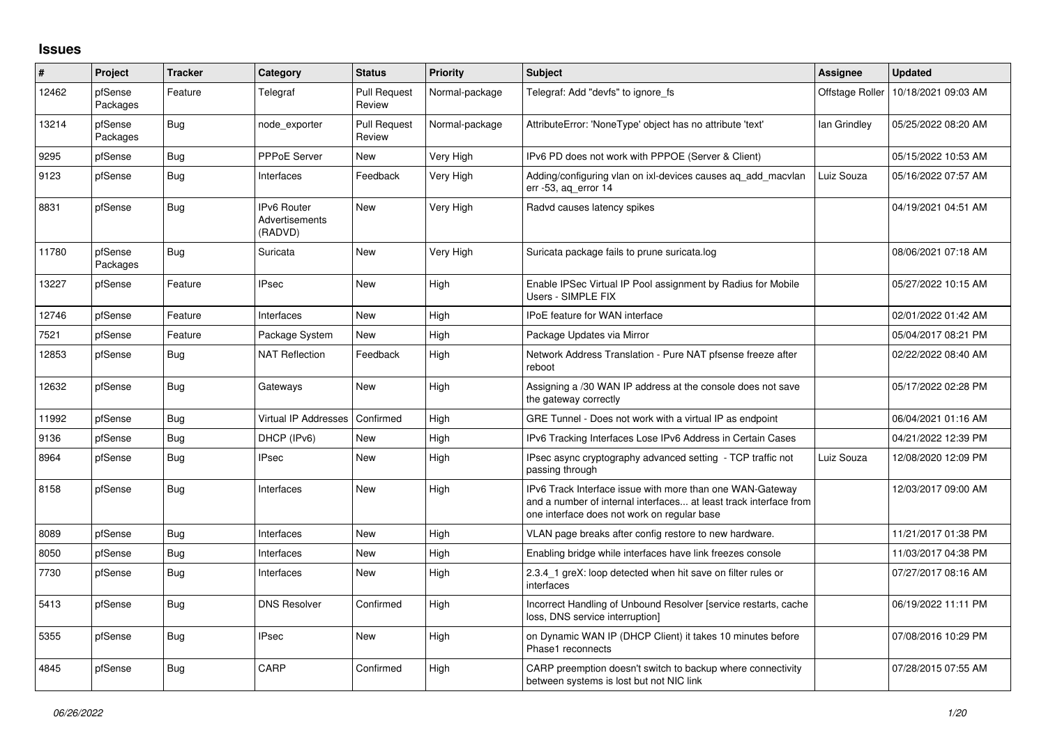## Issues

| # | Project | Tracker | Category | Status | Priority | Subject | Assignee | Updated |
|---|---|---|---|---|---|---|---|---|
| 12462 | pfSense Packages | Feature | Telegraf | Pull Request Review | Normal-package | Telegraf: Add "devfs" to ignore_fs | Offstage Roller | 10/18/2021 09:03 AM |
| 13214 | pfSense Packages | Bug | node_exporter | Pull Request Review | Normal-package | AttributeError: 'NoneType' object has no attribute 'text' | Ian Grindley | 05/25/2022 08:20 AM |
| 9295 | pfSense | Bug | PPPoE Server | New | Very High | IPv6 PD does not work with PPPOE (Server & Client) | | 05/15/2022 10:53 AM |
| 9123 | pfSense | Bug | Interfaces | Feedback | Very High | Adding/configuring vlan on ixl-devices causes aq_add_macvlan err -53, aq_error 14 | Luiz Souza | 05/16/2022 07:57 AM |
| 8831 | pfSense | Bug | IPv6 Router Advertisements (RADVD) | New | Very High | Radvd causes latency spikes | | 04/19/2021 04:51 AM |
| 11780 | pfSense Packages | Bug | Suricata | New | Very High | Suricata package fails to prune suricata.log | | 08/06/2021 07:18 AM |
| 13227 | pfSense | Feature | IPsec | New | High | Enable IPSec Virtual IP Pool assignment by Radius for Mobile Users - SIMPLE FIX | | 05/27/2022 10:15 AM |
| 12746 | pfSense | Feature | Interfaces | New | High | IPoE feature for WAN interface | | 02/01/2022 01:42 AM |
| 7521 | pfSense | Feature | Package System | New | High | Package Updates via Mirror | | 05/04/2017 08:21 PM |
| 12853 | pfSense | Bug | NAT Reflection | Feedback | High | Network Address Translation - Pure NAT pfsense freeze after reboot | | 02/22/2022 08:40 AM |
| 12632 | pfSense | Bug | Gateways | New | High | Assigning a /30 WAN IP address at the console does not save the gateway correctly | | 05/17/2022 02:28 PM |
| 11992 | pfSense | Bug | Virtual IP Addresses | Confirmed | High | GRE Tunnel - Does not work with a virtual IP as endpoint | | 06/04/2021 01:16 AM |
| 9136 | pfSense | Bug | DHCP (IPv6) | New | High | IPv6 Tracking Interfaces Lose IPv6 Address in Certain Cases | | 04/21/2022 12:39 PM |
| 8964 | pfSense | Bug | IPsec | New | High | IPsec async cryptography advanced setting - TCP traffic not passing through | Luiz Souza | 12/08/2020 12:09 PM |
| 8158 | pfSense | Bug | Interfaces | New | High | IPv6 Track Interface issue with more than one WAN-Gateway and a number of internal interfaces... at least track interface from one interface does not work on regular base | | 12/03/2017 09:00 AM |
| 8089 | pfSense | Bug | Interfaces | New | High | VLAN page breaks after config restore to new hardware. | | 11/21/2017 01:38 PM |
| 8050 | pfSense | Bug | Interfaces | New | High | Enabling bridge while interfaces have link freezes console | | 11/03/2017 04:38 PM |
| 7730 | pfSense | Bug | Interfaces | New | High | 2.3.4_1 greX: loop detected when hit save on filter rules or interfaces | | 07/27/2017 08:16 AM |
| 5413 | pfSense | Bug | DNS Resolver | Confirmed | High | Incorrect Handling of Unbound Resolver [service restarts, cache loss, DNS service interruption] | | 06/19/2022 11:11 PM |
| 5355 | pfSense | Bug | IPsec | New | High | on Dynamic WAN IP (DHCP Client) it takes 10 minutes before Phase1 reconnects | | 07/08/2016 10:29 PM |
| 4845 | pfSense | Bug | CARP | Confirmed | High | CARP preemption doesn't switch to backup where connectivity between systems is lost but not NIC link | | 07/28/2015 07:55 AM |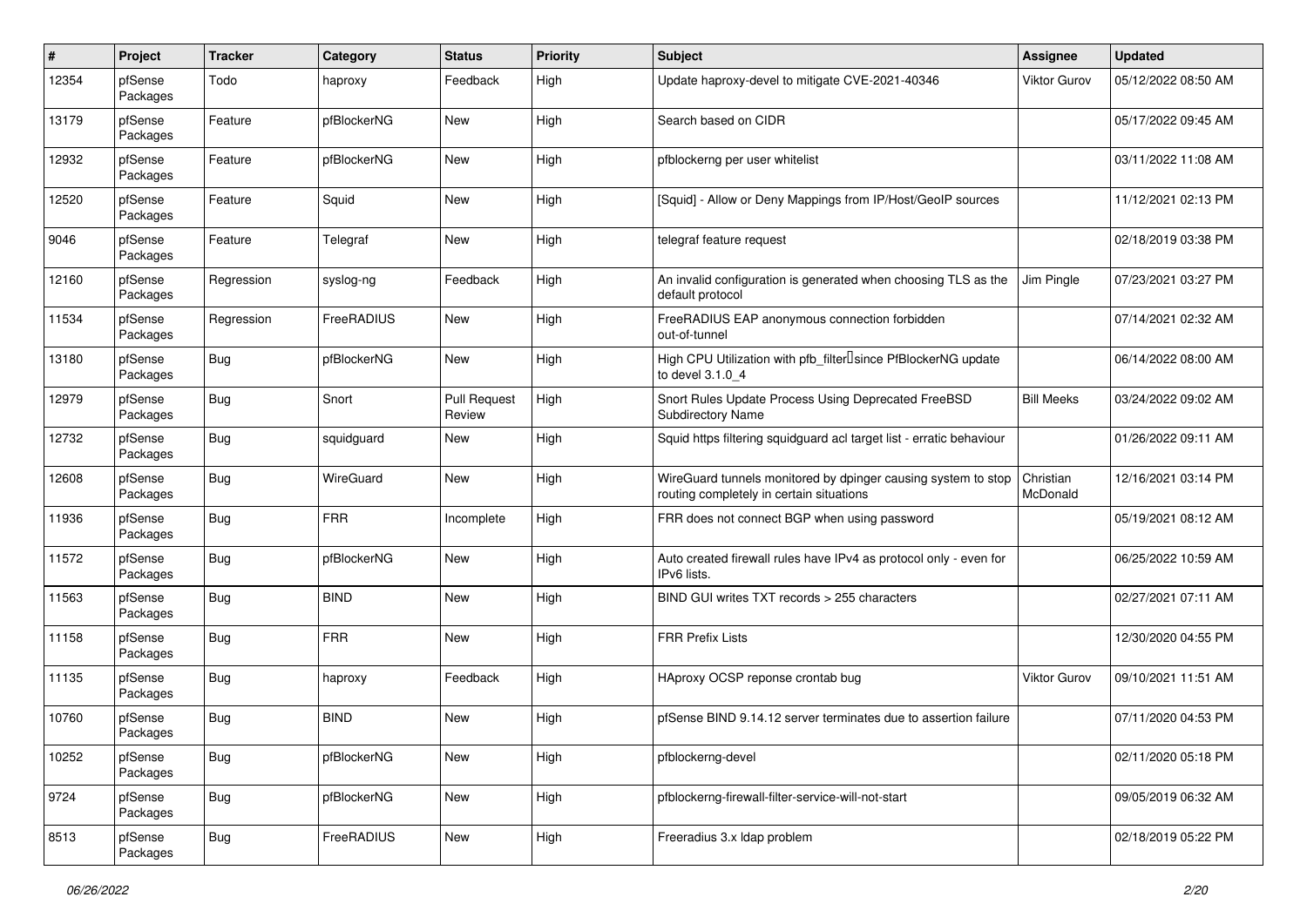| # | Project | Tracker | Category | Status | Priority | Subject | Assignee | Updated |
|---|---|---|---|---|---|---|---|---|
| 12354 | pfSense Packages | Todo | haproxy | Feedback | High | Update haproxy-devel to mitigate CVE-2021-40346 | Viktor Gurov | 05/12/2022 08:50 AM |
| 13179 | pfSense Packages | Feature | pfBlockerNG | New | High | Search based on CIDR | | 05/17/2022 09:45 AM |
| 12932 | pfSense Packages | Feature | pfBlockerNG | New | High | pfblockerng per user whitelist | | 03/11/2022 11:08 AM |
| 12520 | pfSense Packages | Feature | Squid | New | High | [Squid] - Allow or Deny Mappings from IP/Host/GeoIP sources | | 11/12/2021 02:13 PM |
| 9046 | pfSense Packages | Feature | Telegraf | New | High | telegraf feature request | | 02/18/2019 03:38 PM |
| 12160 | pfSense Packages | Regression | syslog-ng | Feedback | High | An invalid configuration is generated when choosing TLS as the default protocol | Jim Pingle | 07/23/2021 03:27 PM |
| 11534 | pfSense Packages | Regression | FreeRADIUS | New | High | FreeRADIUS EAP anonymous connection forbidden out-of-tunnel | | 07/14/2021 02:32 AM |
| 13180 | pfSense Packages | Bug | pfBlockerNG | New | High | High CPU Utilization with pfb_filter since PfBlockerNG update to devel 3.1.0_4 | | 06/14/2022 08:00 AM |
| 12979 | pfSense Packages | Bug | Snort | Pull Request Review | High | Snort Rules Update Process Using Deprecated FreeBSD Subdirectory Name | Bill Meeks | 03/24/2022 09:02 AM |
| 12732 | pfSense Packages | Bug | squidguard | New | High | Squid https filtering squidguard acl target list - erratic behaviour | | 01/26/2022 09:11 AM |
| 12608 | pfSense Packages | Bug | WireGuard | New | High | WireGuard tunnels monitored by dpinger causing system to stop routing completely in certain situations | Christian McDonald | 12/16/2021 03:14 PM |
| 11936 | pfSense Packages | Bug | FRR | Incomplete | High | FRR does not connect BGP when using password | | 05/19/2021 08:12 AM |
| 11572 | pfSense Packages | Bug | pfBlockerNG | New | High | Auto created firewall rules have IPv4 as protocol only - even for IPv6 lists. | | 06/25/2022 10:59 AM |
| 11563 | pfSense Packages | Bug | BIND | New | High | BIND GUI writes TXT records > 255 characters | | 02/27/2021 07:11 AM |
| 11158 | pfSense Packages | Bug | FRR | New | High | FRR Prefix Lists | | 12/30/2020 04:55 PM |
| 11135 | pfSense Packages | Bug | haproxy | Feedback | High | HAproxy OCSP reponse crontab bug | Viktor Gurov | 09/10/2021 11:51 AM |
| 10760 | pfSense Packages | Bug | BIND | New | High | pfSense BIND 9.14.12 server terminates due to assertion failure | | 07/11/2020 04:53 PM |
| 10252 | pfSense Packages | Bug | pfBlockerNG | New | High | pfblockerng-devel | | 02/11/2020 05:18 PM |
| 9724 | pfSense Packages | Bug | pfBlockerNG | New | High | pfblockerng-firewall-filter-service-will-not-start | | 09/05/2019 06:32 AM |
| 8513 | pfSense Packages | Bug | FreeRADIUS | New | High | Freeradius 3.x ldap problem | | 02/18/2019 05:22 PM |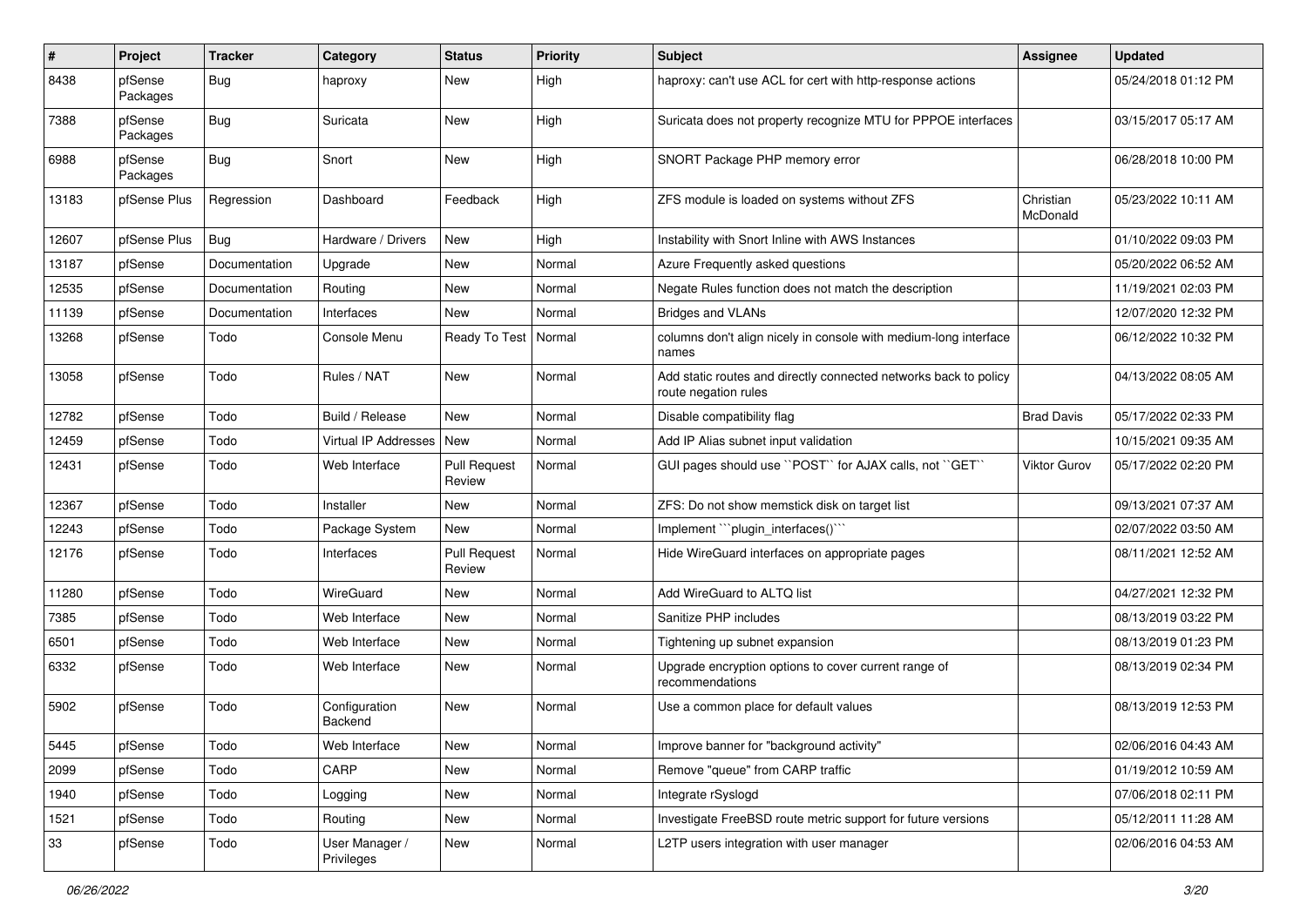| # | Project | Tracker | Category | Status | Priority | Subject | Assignee | Updated |
| --- | --- | --- | --- | --- | --- | --- | --- | --- |
| 8438 | pfSense Packages | Bug | haproxy | New | High | haproxy: can't use ACL for cert with http-response actions | | 05/24/2018 01:12 PM |
| 7388 | pfSense Packages | Bug | Suricata | New | High | Suricata does not property recognize MTU for PPPOE interfaces | | 03/15/2017 05:17 AM |
| 6988 | pfSense Packages | Bug | Snort | New | High | SNORT Package PHP memory error | | 06/28/2018 10:00 PM |
| 13183 | pfSense Plus | Regression | Dashboard | Feedback | High | ZFS module is loaded on systems without ZFS | Christian McDonald | 05/23/2022 10:11 AM |
| 12607 | pfSense Plus | Bug | Hardware / Drivers | New | High | Instability with Snort Inline with AWS Instances | | 01/10/2022 09:03 PM |
| 13187 | pfSense | Documentation | Upgrade | New | Normal | Azure Frequently asked questions | | 05/20/2022 06:52 AM |
| 12535 | pfSense | Documentation | Routing | New | Normal | Negate Rules function does not match the description | | 11/19/2021 02:03 PM |
| 11139 | pfSense | Documentation | Interfaces | New | Normal | Bridges and VLANs | | 12/07/2020 12:32 PM |
| 13268 | pfSense | Todo | Console Menu | Ready To Test | Normal | columns don't align nicely in console with medium-long interface names | | 06/12/2022 10:32 PM |
| 13058 | pfSense | Todo | Rules / NAT | New | Normal | Add static routes and directly connected networks back to policy route negation rules | | 04/13/2022 08:05 AM |
| 12782 | pfSense | Todo | Build / Release | New | Normal | Disable compatibility flag | Brad Davis | 05/17/2022 02:33 PM |
| 12459 | pfSense | Todo | Virtual IP Addresses | New | Normal | Add IP Alias subnet input validation | | 10/15/2021 09:35 AM |
| 12431 | pfSense | Todo | Web Interface | Pull Request Review | Normal | GUI pages should use ``POST`` for AJAX calls, not ``GET`` | Viktor Gurov | 05/17/2022 02:20 PM |
| 12367 | pfSense | Todo | Installer | New | Normal | ZFS: Do not show memstick disk on target list | | 09/13/2021 07:37 AM |
| 12243 | pfSense | Todo | Package System | New | Normal | Implement ```plugin_interfaces()``` | | 02/07/2022 03:50 AM |
| 12176 | pfSense | Todo | Interfaces | Pull Request Review | Normal | Hide WireGuard interfaces on appropriate pages | | 08/11/2021 12:52 AM |
| 11280 | pfSense | Todo | WireGuard | New | Normal | Add WireGuard to ALTQ list | | 04/27/2021 12:32 PM |
| 7385 | pfSense | Todo | Web Interface | New | Normal | Sanitize PHP includes | | 08/13/2019 03:22 PM |
| 6501 | pfSense | Todo | Web Interface | New | Normal | Tightening up subnet expansion | | 08/13/2019 01:23 PM |
| 6332 | pfSense | Todo | Web Interface | New | Normal | Upgrade encryption options to cover current range of recommendations | | 08/13/2019 02:34 PM |
| 5902 | pfSense | Todo | Configuration Backend | New | Normal | Use a common place for default values | | 08/13/2019 12:53 PM |
| 5445 | pfSense | Todo | Web Interface | New | Normal | Improve banner for "background activity" | | 02/06/2016 04:43 AM |
| 2099 | pfSense | Todo | CARP | New | Normal | Remove "queue" from CARP traffic | | 01/19/2012 10:59 AM |
| 1940 | pfSense | Todo | Logging | New | Normal | Integrate rSyslogd | | 07/06/2018 02:11 PM |
| 1521 | pfSense | Todo | Routing | New | Normal | Investigate FreeBSD route metric support for future versions | | 05/12/2011 11:28 AM |
| 33 | pfSense | Todo | User Manager / Privileges | New | Normal | L2TP users integration with user manager | | 02/06/2016 04:53 AM |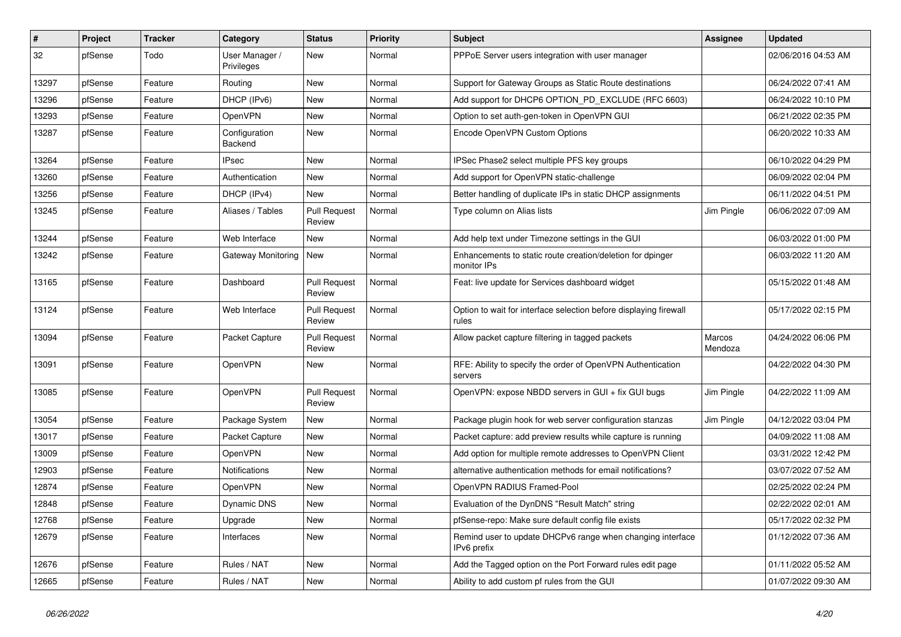| # | Project | Tracker | Category | Status | Priority | Subject | Assignee | Updated |
|---|---|---|---|---|---|---|---|---|
| 32 | pfSense | Todo | User Manager / Privileges | New | Normal | PPPoE Server users integration with user manager | | 02/06/2016 04:53 AM |
| 13297 | pfSense | Feature | Routing | New | Normal | Support for Gateway Groups as Static Route destinations | | 06/24/2022 07:41 AM |
| 13296 | pfSense | Feature | DHCP (IPv6) | New | Normal | Add support for DHCP6 OPTION_PD_EXCLUDE (RFC 6603) | | 06/24/2022 10:10 PM |
| 13293 | pfSense | Feature | OpenVPN | New | Normal | Option to set auth-gen-token in OpenVPN GUI | | 06/21/2022 02:35 PM |
| 13287 | pfSense | Feature | Configuration Backend | New | Normal | Encode OpenVPN Custom Options | | 06/20/2022 10:33 AM |
| 13264 | pfSense | Feature | IPsec | New | Normal | IPSec Phase2 select multiple PFS key groups | | 06/10/2022 04:29 PM |
| 13260 | pfSense | Feature | Authentication | New | Normal | Add support for OpenVPN static-challenge | | 06/09/2022 02:04 PM |
| 13256 | pfSense | Feature | DHCP (IPv4) | New | Normal | Better handling of duplicate IPs in static DHCP assignments | | 06/11/2022 04:51 PM |
| 13245 | pfSense | Feature | Aliases / Tables | Pull Request Review | Normal | Type column on Alias lists | Jim Pingle | 06/06/2022 07:09 AM |
| 13244 | pfSense | Feature | Web Interface | New | Normal | Add help text under Timezone settings in the GUI | | 06/03/2022 01:00 PM |
| 13242 | pfSense | Feature | Gateway Monitoring | New | Normal | Enhancements to static route creation/deletion for dpinger monitor IPs | | 06/03/2022 11:20 AM |
| 13165 | pfSense | Feature | Dashboard | Pull Request Review | Normal | Feat: live update for Services dashboard widget | | 05/15/2022 01:48 AM |
| 13124 | pfSense | Feature | Web Interface | Pull Request Review | Normal | Option to wait for interface selection before displaying firewall rules | | 05/17/2022 02:15 PM |
| 13094 | pfSense | Feature | Packet Capture | Pull Request Review | Normal | Allow packet capture filtering in tagged packets | Marcos Mendoza | 04/24/2022 06:06 PM |
| 13091 | pfSense | Feature | OpenVPN | New | Normal | RFE: Ability to specify the order of OpenVPN Authentication servers | | 04/22/2022 04:30 PM |
| 13085 | pfSense | Feature | OpenVPN | Pull Request Review | Normal | OpenVPN: expose NBDD servers in GUI + fix GUI bugs | Jim Pingle | 04/22/2022 11:09 AM |
| 13054 | pfSense | Feature | Package System | New | Normal | Package plugin hook for web server configuration stanzas | Jim Pingle | 04/12/2022 03:04 PM |
| 13017 | pfSense | Feature | Packet Capture | New | Normal | Packet capture: add preview results while capture is running | | 04/09/2022 11:08 AM |
| 13009 | pfSense | Feature | OpenVPN | New | Normal | Add option for multiple remote addresses to OpenVPN Client | | 03/31/2022 12:42 PM |
| 12903 | pfSense | Feature | Notifications | New | Normal | alternative authentication methods for email notifications? | | 03/07/2022 07:52 AM |
| 12874 | pfSense | Feature | OpenVPN | New | Normal | OpenVPN RADIUS Framed-Pool | | 02/25/2022 02:24 PM |
| 12848 | pfSense | Feature | Dynamic DNS | New | Normal | Evaluation of the DynDNS "Result Match" string | | 02/22/2022 02:01 AM |
| 12768 | pfSense | Feature | Upgrade | New | Normal | pfSense-repo: Make sure default config file exists | | 05/17/2022 02:32 PM |
| 12679 | pfSense | Feature | Interfaces | New | Normal | Remind user to update DHCPv6 range when changing interface IPv6 prefix | | 01/12/2022 07:36 AM |
| 12676 | pfSense | Feature | Rules / NAT | New | Normal | Add the Tagged option on the Port Forward rules edit page | | 01/11/2022 05:52 AM |
| 12665 | pfSense | Feature | Rules / NAT | New | Normal | Ability to add custom pf rules from the GUI | | 01/07/2022 09:30 AM |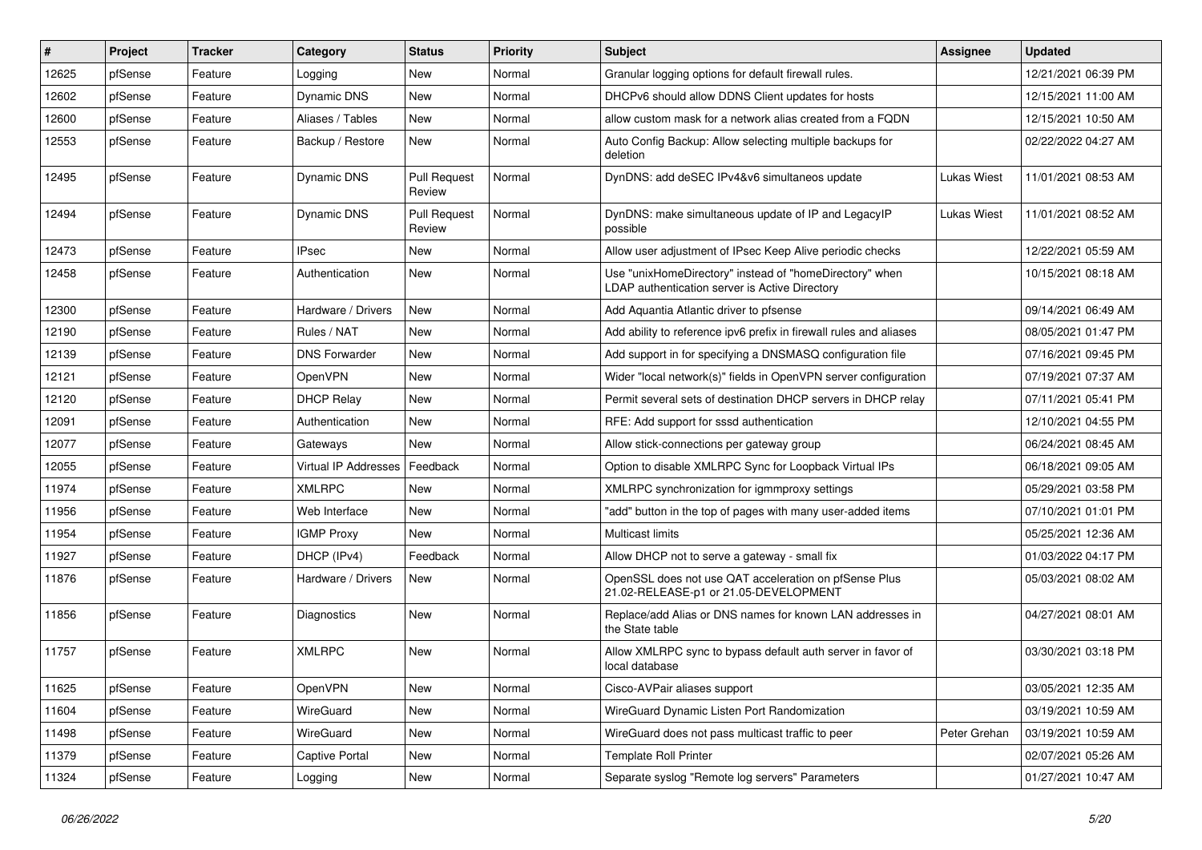| # | Project | Tracker | Category | Status | Priority | Subject | Assignee | Updated |
|---|---|---|---|---|---|---|---|---|
| 12625 | pfSense | Feature | Logging | New | Normal | Granular logging options for default firewall rules. | | 12/21/2021 06:39 PM |
| 12602 | pfSense | Feature | Dynamic DNS | New | Normal | DHCPv6 should allow DDNS Client updates for hosts | | 12/15/2021 11:00 AM |
| 12600 | pfSense | Feature | Aliases / Tables | New | Normal | allow custom mask for a network alias created from a FQDN | | 12/15/2021 10:50 AM |
| 12553 | pfSense | Feature | Backup / Restore | New | Normal | Auto Config Backup: Allow selecting multiple backups for deletion | | 02/22/2022 04:27 AM |
| 12495 | pfSense | Feature | Dynamic DNS | Pull Request Review | Normal | DynDNS: add deSEC IPv4&v6 simultaneos update | Lukas Wiest | 11/01/2021 08:53 AM |
| 12494 | pfSense | Feature | Dynamic DNS | Pull Request Review | Normal | DynDNS: make simultaneous update of IP and LegacyIP possible | Lukas Wiest | 11/01/2021 08:52 AM |
| 12473 | pfSense | Feature | IPsec | New | Normal | Allow user adjustment of IPsec Keep Alive periodic checks | | 12/22/2021 05:59 AM |
| 12458 | pfSense | Feature | Authentication | New | Normal | Use "unixHomeDirectory" instead of "homeDirectory" when LDAP authentication server is Active Directory | | 10/15/2021 08:18 AM |
| 12300 | pfSense | Feature | Hardware / Drivers | New | Normal | Add Aquantia Atlantic driver to pfsense | | 09/14/2021 06:49 AM |
| 12190 | pfSense | Feature | Rules / NAT | New | Normal | Add ability to reference ipv6 prefix in firewall rules and aliases | | 08/05/2021 01:47 PM |
| 12139 | pfSense | Feature | DNS Forwarder | New | Normal | Add support in for specifying a DNSMASQ configuration file | | 07/16/2021 09:45 PM |
| 12121 | pfSense | Feature | OpenVPN | New | Normal | Wider "local network(s)" fields in OpenVPN server configuration | | 07/19/2021 07:37 AM |
| 12120 | pfSense | Feature | DHCP Relay | New | Normal | Permit several sets of destination DHCP servers in DHCP relay | | 07/11/2021 05:41 PM |
| 12091 | pfSense | Feature | Authentication | New | Normal | RFE: Add support for sssd authentication | | 12/10/2021 04:55 PM |
| 12077 | pfSense | Feature | Gateways | New | Normal | Allow stick-connections per gateway group | | 06/24/2021 08:45 AM |
| 12055 | pfSense | Feature | Virtual IP Addresses | Feedback | Normal | Option to disable XMLRPC Sync for Loopback Virtual IPs | | 06/18/2021 09:05 AM |
| 11974 | pfSense | Feature | XMLRPC | New | Normal | XMLRPC synchronization for igmmproxy settings | | 05/29/2021 03:58 PM |
| 11956 | pfSense | Feature | Web Interface | New | Normal | "add" button in the top of pages with many user-added items | | 07/10/2021 01:01 PM |
| 11954 | pfSense | Feature | IGMP Proxy | New | Normal | Multicast limits | | 05/25/2021 12:36 AM |
| 11927 | pfSense | Feature | DHCP (IPv4) | Feedback | Normal | Allow DHCP not to serve a gateway - small fix | | 01/03/2022 04:17 PM |
| 11876 | pfSense | Feature | Hardware / Drivers | New | Normal | OpenSSL does not use QAT acceleration on pfSense Plus 21.02-RELEASE-p1 or 21.05-DEVELOPMENT | | 05/03/2021 08:02 AM |
| 11856 | pfSense | Feature | Diagnostics | New | Normal | Replace/add Alias or DNS names for known LAN addresses in the State table | | 04/27/2021 08:01 AM |
| 11757 | pfSense | Feature | XMLRPC | New | Normal | Allow XMLRPC sync to bypass default auth server in favor of local database | | 03/30/2021 03:18 PM |
| 11625 | pfSense | Feature | OpenVPN | New | Normal | Cisco-AVPair aliases support | | 03/05/2021 12:35 AM |
| 11604 | pfSense | Feature | WireGuard | New | Normal | WireGuard Dynamic Listen Port Randomization | | 03/19/2021 10:59 AM |
| 11498 | pfSense | Feature | WireGuard | New | Normal | WireGuard does not pass multicast traffic to peer | Peter Grehan | 03/19/2021 10:59 AM |
| 11379 | pfSense | Feature | Captive Portal | New | Normal | Template Roll Printer | | 02/07/2021 05:26 AM |
| 11324 | pfSense | Feature | Logging | New | Normal | Separate syslog "Remote log servers" Parameters | | 01/27/2021 10:47 AM |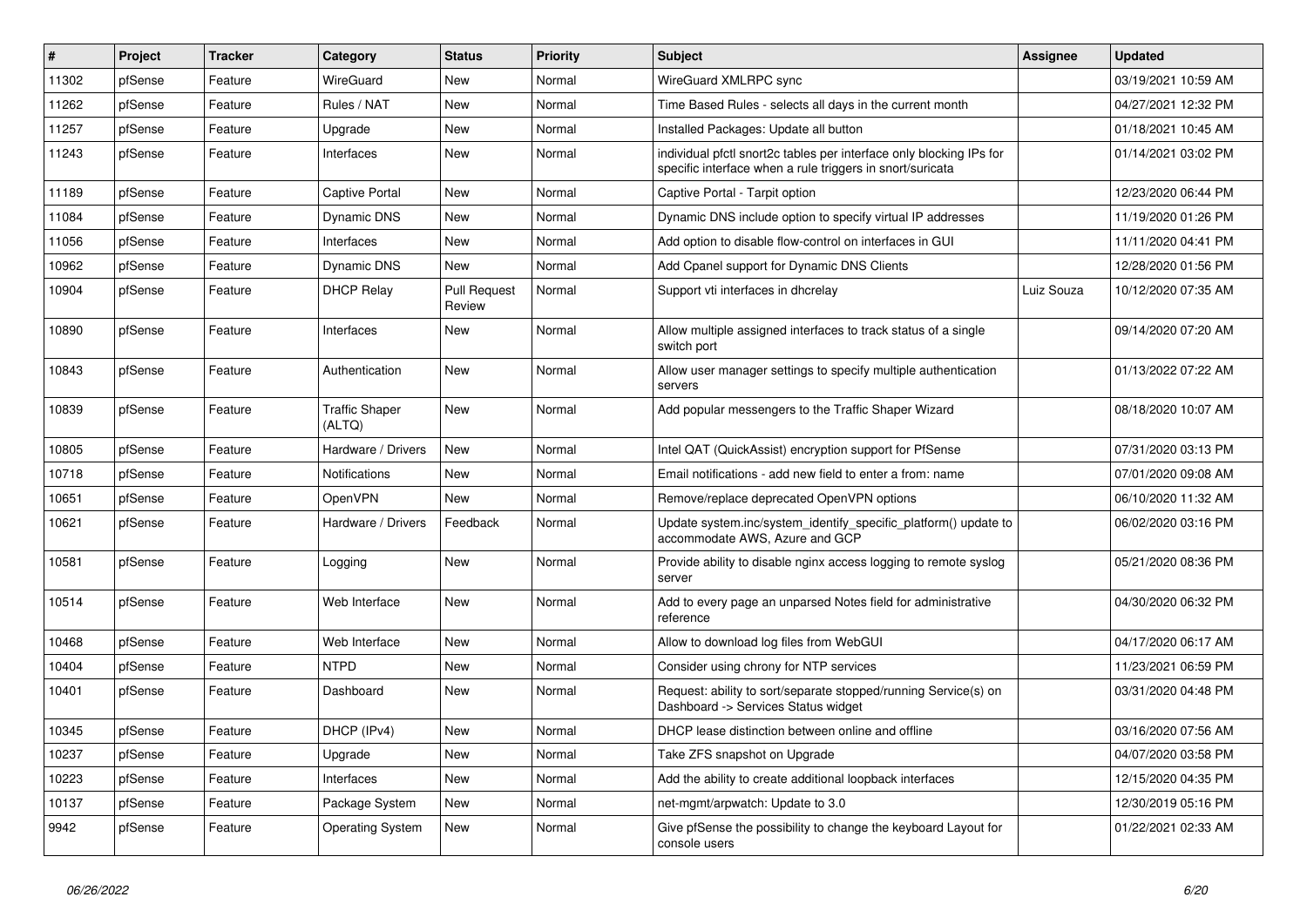| # | Project | Tracker | Category | Status | Priority | Subject | Assignee | Updated |
|---|---|---|---|---|---|---|---|---|
| 11302 | pfSense | Feature | WireGuard | New | Normal | WireGuard XMLRPC sync | | 03/19/2021 10:59 AM |
| 11262 | pfSense | Feature | Rules / NAT | New | Normal | Time Based Rules - selects all days in the current month | | 04/27/2021 12:32 PM |
| 11257 | pfSense | Feature | Upgrade | New | Normal | Installed Packages: Update all button | | 01/18/2021 10:45 AM |
| 11243 | pfSense | Feature | Interfaces | New | Normal | individual pfctl snort2c tables per interface only blocking IPs for specific interface when a rule triggers in snort/suricata | | 01/14/2021 03:02 PM |
| 11189 | pfSense | Feature | Captive Portal | New | Normal | Captive Portal - Tarpit option | | 12/23/2020 06:44 PM |
| 11084 | pfSense | Feature | Dynamic DNS | New | Normal | Dynamic DNS include option to specify virtual IP addresses | | 11/19/2020 01:26 PM |
| 11056 | pfSense | Feature | Interfaces | New | Normal | Add option to disable flow-control on interfaces in GUI | | 11/11/2020 04:41 PM |
| 10962 | pfSense | Feature | Dynamic DNS | New | Normal | Add Cpanel support for Dynamic DNS Clients | | 12/28/2020 01:56 PM |
| 10904 | pfSense | Feature | DHCP Relay | Pull Request Review | Normal | Support vti interfaces in dhcrelay | Luiz Souza | 10/12/2020 07:35 AM |
| 10890 | pfSense | Feature | Interfaces | New | Normal | Allow multiple assigned interfaces to track status of a single switch port | | 09/14/2020 07:20 AM |
| 10843 | pfSense | Feature | Authentication | New | Normal | Allow user manager settings to specify multiple authentication servers | | 01/13/2022 07:22 AM |
| 10839 | pfSense | Feature | Traffic Shaper (ALTQ) | New | Normal | Add popular messengers to the Traffic Shaper Wizard | | 08/18/2020 10:07 AM |
| 10805 | pfSense | Feature | Hardware / Drivers | New | Normal | Intel QAT (QuickAssist) encryption support for PfSense | | 07/31/2020 03:13 PM |
| 10718 | pfSense | Feature | Notifications | New | Normal | Email notifications - add new field to enter a from: name | | 07/01/2020 09:08 AM |
| 10651 | pfSense | Feature | OpenVPN | New | Normal | Remove/replace deprecated OpenVPN options | | 06/10/2020 11:32 AM |
| 10621 | pfSense | Feature | Hardware / Drivers | Feedback | Normal | Update system.inc/system_identify_specific_platform() update to accommodate AWS, Azure and GCP | | 06/02/2020 03:16 PM |
| 10581 | pfSense | Feature | Logging | New | Normal | Provide ability to disable nginx access logging to remote syslog server | | 05/21/2020 08:36 PM |
| 10514 | pfSense | Feature | Web Interface | New | Normal | Add to every page an unparsed Notes field for administrative reference | | 04/30/2020 06:32 PM |
| 10468 | pfSense | Feature | Web Interface | New | Normal | Allow to download log files from WebGUI | | 04/17/2020 06:17 AM |
| 10404 | pfSense | Feature | NTPD | New | Normal | Consider using chrony for NTP services | | 11/23/2021 06:59 PM |
| 10401 | pfSense | Feature | Dashboard | New | Normal | Request: ability to sort/separate stopped/running Service(s) on Dashboard -> Services Status widget | | 03/31/2020 04:48 PM |
| 10345 | pfSense | Feature | DHCP (IPv4) | New | Normal | DHCP lease distinction between online and offline | | 03/16/2020 07:56 AM |
| 10237 | pfSense | Feature | Upgrade | New | Normal | Take ZFS snapshot on Upgrade | | 04/07/2020 03:58 PM |
| 10223 | pfSense | Feature | Interfaces | New | Normal | Add the ability to create additional loopback interfaces | | 12/15/2020 04:35 PM |
| 10137 | pfSense | Feature | Package System | New | Normal | net-mgmt/arpwatch: Update to 3.0 | | 12/30/2019 05:16 PM |
| 9942 | pfSense | Feature | Operating System | New | Normal | Give pfSense the possibility to change the keyboard Layout for console users | | 01/22/2021 02:33 AM |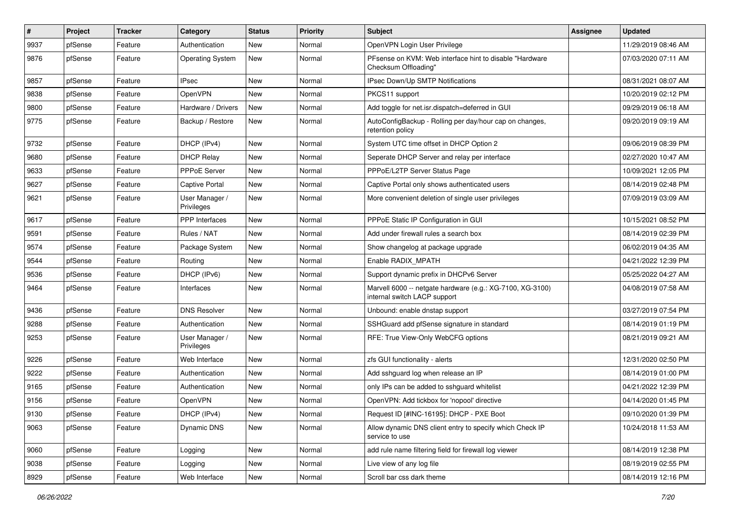| # | Project | Tracker | Category | Status | Priority | Subject | Assignee | Updated |
|---|---|---|---|---|---|---|---|---|
| 9937 | pfSense | Feature | Authentication | New | Normal | OpenVPN Login User Privilege | | 11/29/2019 08:46 AM |
| 9876 | pfSense | Feature | Operating System | New | Normal | PFsense on KVM: Web interface hint to disable "Hardware Checksum Offloading" | | 07/03/2020 07:11 AM |
| 9857 | pfSense | Feature | IPsec | New | Normal | IPsec Down/Up SMTP Notifications | | 08/31/2021 08:07 AM |
| 9838 | pfSense | Feature | OpenVPN | New | Normal | PKCS11 support | | 10/20/2019 02:12 PM |
| 9800 | pfSense | Feature | Hardware / Drivers | New | Normal | Add toggle for net.isr.dispatch=deferred in GUI | | 09/29/2019 06:18 AM |
| 9775 | pfSense | Feature | Backup / Restore | New | Normal | AutoConfigBackup - Rolling per day/hour cap on changes, retention policy | | 09/20/2019 09:19 AM |
| 9732 | pfSense | Feature | DHCP (IPv4) | New | Normal | System UTC time offset in DHCP Option 2 | | 09/06/2019 08:39 PM |
| 9680 | pfSense | Feature | DHCP Relay | New | Normal | Seperate DHCP Server and relay per interface | | 02/27/2020 10:47 AM |
| 9633 | pfSense | Feature | PPPoE Server | New | Normal | PPPoE/L2TP Server Status Page | | 10/09/2021 12:05 PM |
| 9627 | pfSense | Feature | Captive Portal | New | Normal | Captive Portal only shows authenticated users | | 08/14/2019 02:48 PM |
| 9621 | pfSense | Feature | User Manager / Privileges | New | Normal | More convenient deletion of single user privileges | | 07/09/2019 03:09 AM |
| 9617 | pfSense | Feature | PPP Interfaces | New | Normal | PPPoE Static IP Configuration in GUI | | 10/15/2021 08:52 PM |
| 9591 | pfSense | Feature | Rules / NAT | New | Normal | Add under firewall rules a search box | | 08/14/2019 02:39 PM |
| 9574 | pfSense | Feature | Package System | New | Normal | Show changelog at package upgrade | | 06/02/2019 04:35 AM |
| 9544 | pfSense | Feature | Routing | New | Normal | Enable RADIX_MPATH | | 04/21/2022 12:39 PM |
| 9536 | pfSense | Feature | DHCP (IPv6) | New | Normal | Support dynamic prefix in DHCPv6 Server | | 05/25/2022 04:27 AM |
| 9464 | pfSense | Feature | Interfaces | New | Normal | Marvell 6000 -- netgate hardware (e.g.: XG-7100, XG-3100) internal switch LACP support | | 04/08/2019 07:58 AM |
| 9436 | pfSense | Feature | DNS Resolver | New | Normal | Unbound: enable dnstap support | | 03/27/2019 07:54 PM |
| 9288 | pfSense | Feature | Authentication | New | Normal | SSHGuard add pfSense signature in standard | | 08/14/2019 01:19 PM |
| 9253 | pfSense | Feature | User Manager / Privileges | New | Normal | RFE: True View-Only WebCFG options | | 08/21/2019 09:21 AM |
| 9226 | pfSense | Feature | Web Interface | New | Normal | zfs GUI functionality - alerts | | 12/31/2020 02:50 PM |
| 9222 | pfSense | Feature | Authentication | New | Normal | Add sshguard log when release an IP | | 08/14/2019 01:00 PM |
| 9165 | pfSense | Feature | Authentication | New | Normal | only IPs can be added to sshguard whitelist | | 04/21/2022 12:39 PM |
| 9156 | pfSense | Feature | OpenVPN | New | Normal | OpenVPN: Add tickbox for 'nopool' directive | | 04/14/2020 01:45 PM |
| 9130 | pfSense | Feature | DHCP (IPv4) | New | Normal | Request ID [#INC-16195]: DHCP - PXE Boot | | 09/10/2020 01:39 PM |
| 9063 | pfSense | Feature | Dynamic DNS | New | Normal | Allow dynamic DNS client entry to specify which Check IP service to use | | 10/24/2018 11:53 AM |
| 9060 | pfSense | Feature | Logging | New | Normal | add rule name filtering field for firewall log viewer | | 08/14/2019 12:38 PM |
| 9038 | pfSense | Feature | Logging | New | Normal | Live view of any log file | | 08/19/2019 02:55 PM |
| 8929 | pfSense | Feature | Web Interface | New | Normal | Scroll bar css dark theme | | 08/14/2019 12:16 PM |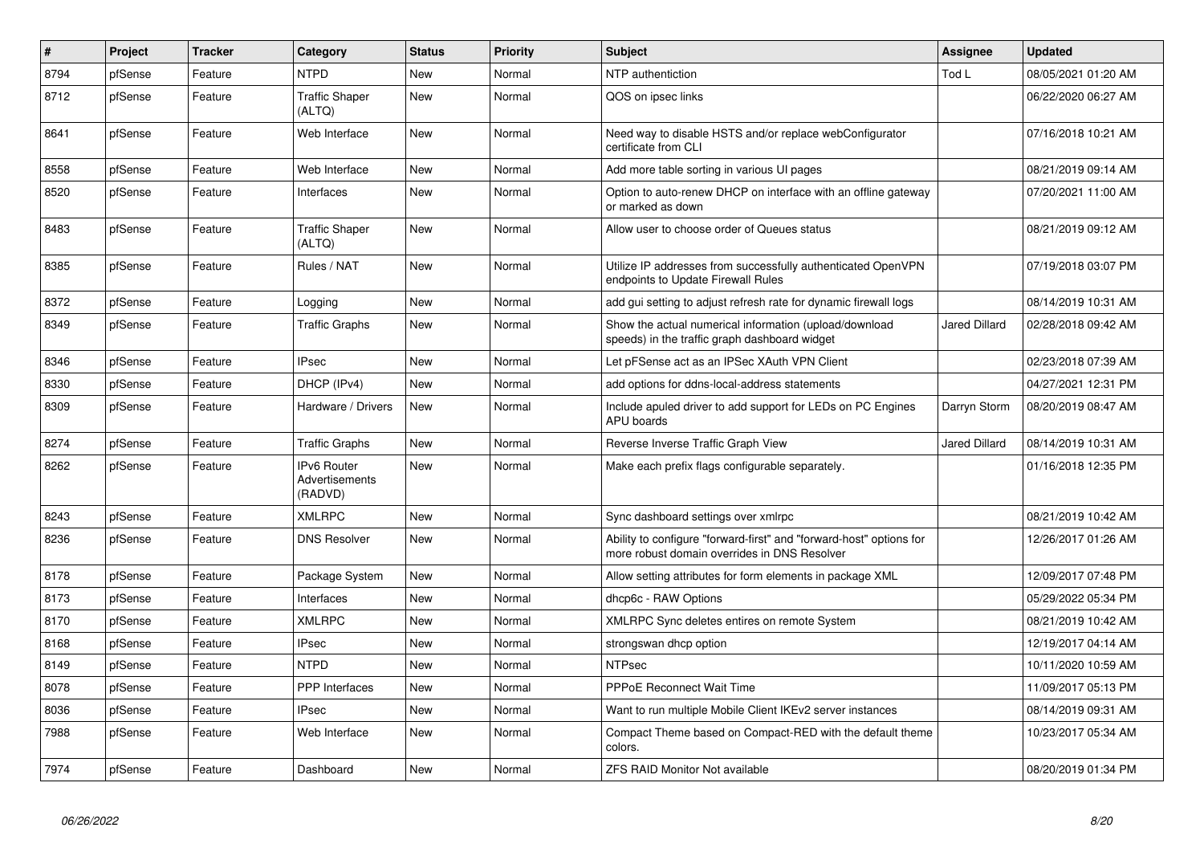| # | Project | Tracker | Category | Status | Priority | Subject | Assignee | Updated |
|---|---|---|---|---|---|---|---|---|
| 8794 | pfSense | Feature | NTPD | New | Normal | NTP authentiction | Tod L | 08/05/2021 01:20 AM |
| 8712 | pfSense | Feature | Traffic Shaper (ALTQ) | New | Normal | QOS on ipsec links | | 06/22/2020 06:27 AM |
| 8641 | pfSense | Feature | Web Interface | New | Normal | Need way to disable HSTS and/or replace webConfigurator certificate from CLI | | 07/16/2018 10:21 AM |
| 8558 | pfSense | Feature | Web Interface | New | Normal | Add more table sorting in various UI pages | | 08/21/2019 09:14 AM |
| 8520 | pfSense | Feature | Interfaces | New | Normal | Option to auto-renew DHCP on interface with an offline gateway or marked as down | | 07/20/2021 11:00 AM |
| 8483 | pfSense | Feature | Traffic Shaper (ALTQ) | New | Normal | Allow user to choose order of Queues status | | 08/21/2019 09:12 AM |
| 8385 | pfSense | Feature | Rules / NAT | New | Normal | Utilize IP addresses from successfully authenticated OpenVPN endpoints to Update Firewall Rules | | 07/19/2018 03:07 PM |
| 8372 | pfSense | Feature | Logging | New | Normal | add gui setting to adjust refresh rate for dynamic firewall logs | | 08/14/2019 10:31 AM |
| 8349 | pfSense | Feature | Traffic Graphs | New | Normal | Show the actual numerical information (upload/download speeds) in the traffic graph dashboard widget | Jared Dillard | 02/28/2018 09:42 AM |
| 8346 | pfSense | Feature | IPsec | New | Normal | Let pFSense act as an IPSec XAuth VPN Client | | 02/23/2018 07:39 AM |
| 8330 | pfSense | Feature | DHCP (IPv4) | New | Normal | add options for ddns-local-address statements | | 04/27/2021 12:31 PM |
| 8309 | pfSense | Feature | Hardware / Drivers | New | Normal | Include apuled driver to add support for LEDs on PC Engines APU boards | Darryn Storm | 08/20/2019 08:47 AM |
| 8274 | pfSense | Feature | Traffic Graphs | New | Normal | Reverse Inverse Traffic Graph View | Jared Dillard | 08/14/2019 10:31 AM |
| 8262 | pfSense | Feature | IPv6 Router Advertisements (RADVD) | New | Normal | Make each prefix flags configurable separately. | | 01/16/2018 12:35 PM |
| 8243 | pfSense | Feature | XMLRPC | New | Normal | Sync dashboard settings over xmlrpc | | 08/21/2019 10:42 AM |
| 8236 | pfSense | Feature | DNS Resolver | New | Normal | Ability to configure "forward-first" and "forward-host" options for more robust domain overrides in DNS Resolver | | 12/26/2017 01:26 AM |
| 8178 | pfSense | Feature | Package System | New | Normal | Allow setting attributes for form elements in package XML | | 12/09/2017 07:48 PM |
| 8173 | pfSense | Feature | Interfaces | New | Normal | dhcp6c - RAW Options | | 05/29/2022 05:34 PM |
| 8170 | pfSense | Feature | XMLRPC | New | Normal | XMLRPC Sync deletes entires on remote System | | 08/21/2019 10:42 AM |
| 8168 | pfSense | Feature | IPsec | New | Normal | strongswan dhcp option | | 12/19/2017 04:14 AM |
| 8149 | pfSense | Feature | NTPD | New | Normal | NTPsec | | 10/11/2020 10:59 AM |
| 8078 | pfSense | Feature | PPP Interfaces | New | Normal | PPPoE Reconnect Wait Time | | 11/09/2017 05:13 PM |
| 8036 | pfSense | Feature | IPsec | New | Normal | Want to run multiple Mobile Client IKEv2 server instances | | 08/14/2019 09:31 AM |
| 7988 | pfSense | Feature | Web Interface | New | Normal | Compact Theme based on Compact-RED with the default theme colors. | | 10/23/2017 05:34 AM |
| 7974 | pfSense | Feature | Dashboard | New | Normal | ZFS RAID Monitor Not available | | 08/20/2019 01:34 PM |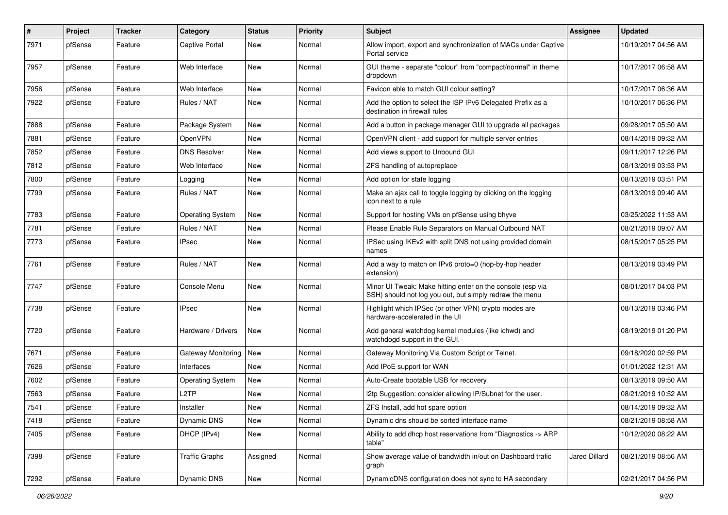| # | Project | Tracker | Category | Status | Priority | Subject | Assignee | Updated |
|---|---|---|---|---|---|---|---|---|
| 7971 | pfSense | Feature | Captive Portal | New | Normal | Allow import, export and synchronization of MACs under Captive Portal service | | 10/19/2017 04:56 AM |
| 7957 | pfSense | Feature | Web Interface | New | Normal | GUI theme - separate "colour" from "compact/normal" in theme dropdown | | 10/17/2017 06:58 AM |
| 7956 | pfSense | Feature | Web Interface | New | Normal | Favicon able to match GUI colour setting? | | 10/17/2017 06:36 AM |
| 7922 | pfSense | Feature | Rules / NAT | New | Normal | Add the option to select the ISP IPv6 Delegated Prefix as a destination in firewall rules | | 10/10/2017 06:36 PM |
| 7888 | pfSense | Feature | Package System | New | Normal | Add a button in package manager GUI to upgrade all packages | | 09/28/2017 05:50 AM |
| 7881 | pfSense | Feature | OpenVPN | New | Normal | OpenVPN client - add support for multiple server entries | | 08/14/2019 09:32 AM |
| 7852 | pfSense | Feature | DNS Resolver | New | Normal | Add views support to Unbound GUI | | 09/11/2017 12:26 PM |
| 7812 | pfSense | Feature | Web Interface | New | Normal | ZFS handling of autopreplace | | 08/13/2019 03:53 PM |
| 7800 | pfSense | Feature | Logging | New | Normal | Add option for state logging | | 08/13/2019 03:51 PM |
| 7799 | pfSense | Feature | Rules / NAT | New | Normal | Make an ajax call to toggle logging by clicking on the logging icon next to a rule | | 08/13/2019 09:40 AM |
| 7783 | pfSense | Feature | Operating System | New | Normal | Support for hosting VMs on pfSense using bhyve | | 03/25/2022 11:53 AM |
| 7781 | pfSense | Feature | Rules / NAT | New | Normal | Please Enable Rule Separators on Manual Outbound NAT | | 08/21/2019 09:07 AM |
| 7773 | pfSense | Feature | IPsec | New | Normal | IPSec using IKEv2 with split DNS not using provided domain names | | 08/15/2017 05:25 PM |
| 7761 | pfSense | Feature | Rules / NAT | New | Normal | Add a way to match on IPv6 proto=0 (hop-by-hop header extension) | | 08/13/2019 03:49 PM |
| 7747 | pfSense | Feature | Console Menu | New | Normal | Minor UI Tweak: Make hitting enter on the console (esp via SSH) should not log you out, but simply redraw the menu | | 08/01/2017 04:03 PM |
| 7738 | pfSense | Feature | IPsec | New | Normal | Highlight which IPSec (or other VPN) crypto modes are hardware-accelerated in the UI | | 08/13/2019 03:46 PM |
| 7720 | pfSense | Feature | Hardware / Drivers | New | Normal | Add general watchdog kernel modules (like ichwd) and watchdogd support in the GUI. | | 08/19/2019 01:20 PM |
| 7671 | pfSense | Feature | Gateway Monitoring | New | Normal | Gateway Monitoring Via Custom Script or Telnet. | | 09/18/2020 02:59 PM |
| 7626 | pfSense | Feature | Interfaces | New | Normal | Add IPoE support for WAN | | 01/01/2022 12:31 AM |
| 7602 | pfSense | Feature | Operating System | New | Normal | Auto-Create bootable USB for recovery | | 08/13/2019 09:50 AM |
| 7563 | pfSense | Feature | L2TP | New | Normal | l2tp Suggestion: consider allowing IP/Subnet for the user. | | 08/21/2019 10:52 AM |
| 7541 | pfSense | Feature | Installer | New | Normal | ZFS Install, add hot spare option | | 08/14/2019 09:32 AM |
| 7418 | pfSense | Feature | Dynamic DNS | New | Normal | Dynamic dns should be sorted interface name | | 08/21/2019 08:58 AM |
| 7405 | pfSense | Feature | DHCP (IPv4) | New | Normal | Ability to add dhcp host reservations from "Diagnostics -> ARP table" | | 10/12/2020 08:22 AM |
| 7398 | pfSense | Feature | Traffic Graphs | Assigned | Normal | Show average value of bandwidth in/out on Dashboard trafic graph | Jared Dillard | 08/21/2019 08:56 AM |
| 7292 | pfSense | Feature | Dynamic DNS | New | Normal | DynamicDNS configuration does not sync to HA secondary | | 02/21/2017 04:56 PM |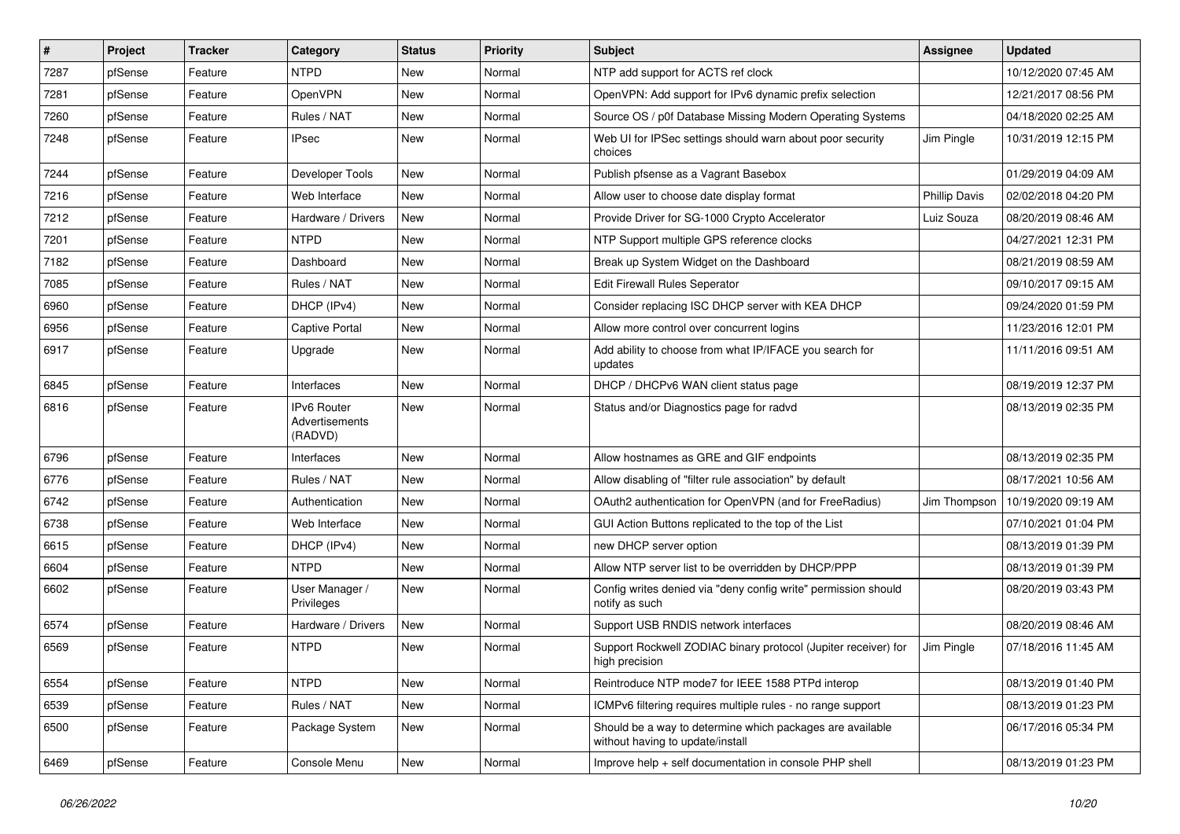| # | Project | Tracker | Category | Status | Priority | Subject | Assignee | Updated |
|---|---|---|---|---|---|---|---|---|
| 7287 | pfSense | Feature | NTPD | New | Normal | NTP add support for ACTS ref clock | | 10/12/2020 07:45 AM |
| 7281 | pfSense | Feature | OpenVPN | New | Normal | OpenVPN: Add support for IPv6 dynamic prefix selection | | 12/21/2017 08:56 PM |
| 7260 | pfSense | Feature | Rules / NAT | New | Normal | Source OS / p0f Database Missing Modern Operating Systems | | 04/18/2020 02:25 AM |
| 7248 | pfSense | Feature | IPsec | New | Normal | Web UI for IPSec settings should warn about poor security choices | Jim Pingle | 10/31/2019 12:15 PM |
| 7244 | pfSense | Feature | Developer Tools | New | Normal | Publish pfsense as a Vagrant Basebox | | 01/29/2019 04:09 AM |
| 7216 | pfSense | Feature | Web Interface | New | Normal | Allow user to choose date display format | Phillip Davis | 02/02/2018 04:20 PM |
| 7212 | pfSense | Feature | Hardware / Drivers | New | Normal | Provide Driver for SG-1000 Crypto Accelerator | Luiz Souza | 08/20/2019 08:46 AM |
| 7201 | pfSense | Feature | NTPD | New | Normal | NTP Support multiple GPS reference clocks | | 04/27/2021 12:31 PM |
| 7182 | pfSense | Feature | Dashboard | New | Normal | Break up System Widget on the Dashboard | | 08/21/2019 08:59 AM |
| 7085 | pfSense | Feature | Rules / NAT | New | Normal | Edit Firewall Rules Seperator | | 09/10/2017 09:15 AM |
| 6960 | pfSense | Feature | DHCP (IPv4) | New | Normal | Consider replacing ISC DHCP server with KEA DHCP | | 09/24/2020 01:59 PM |
| 6956 | pfSense | Feature | Captive Portal | New | Normal | Allow more control over concurrent logins | | 11/23/2016 12:01 PM |
| 6917 | pfSense | Feature | Upgrade | New | Normal | Add ability to choose from what IP/IFACE you search for updates | | 11/11/2016 09:51 AM |
| 6845 | pfSense | Feature | Interfaces | New | Normal | DHCP / DHCPv6 WAN client status page | | 08/19/2019 12:37 PM |
| 6816 | pfSense | Feature | IPv6 Router Advertisements (RADVD) | New | Normal | Status and/or Diagnostics page for radvd | | 08/13/2019 02:35 PM |
| 6796 | pfSense | Feature | Interfaces | New | Normal | Allow hostnames as GRE and GIF endpoints | | 08/13/2019 02:35 PM |
| 6776 | pfSense | Feature | Rules / NAT | New | Normal | Allow disabling of "filter rule association" by default | | 08/17/2021 10:56 AM |
| 6742 | pfSense | Feature | Authentication | New | Normal | OAuth2 authentication for OpenVPN (and for FreeRadius) | Jim Thompson | 10/19/2020 09:19 AM |
| 6738 | pfSense | Feature | Web Interface | New | Normal | GUI Action Buttons replicated to the top of the List | | 07/10/2021 01:04 PM |
| 6615 | pfSense | Feature | DHCP (IPv4) | New | Normal | new DHCP server option | | 08/13/2019 01:39 PM |
| 6604 | pfSense | Feature | NTPD | New | Normal | Allow NTP server list to be overridden by DHCP/PPP | | 08/13/2019 01:39 PM |
| 6602 | pfSense | Feature | User Manager / Privileges | New | Normal | Config writes denied via "deny config write" permission should notify as such | | 08/20/2019 03:43 PM |
| 6574 | pfSense | Feature | Hardware / Drivers | New | Normal | Support USB RNDIS network interfaces | | 08/20/2019 08:46 AM |
| 6569 | pfSense | Feature | NTPD | New | Normal | Support Rockwell ZODIAC binary protocol (Jupiter receiver) for high precision | Jim Pingle | 07/18/2016 11:45 AM |
| 6554 | pfSense | Feature | NTPD | New | Normal | Reintroduce NTP mode7 for IEEE 1588 PTPd interop | | 08/13/2019 01:40 PM |
| 6539 | pfSense | Feature | Rules / NAT | New | Normal | ICMPv6 filtering requires multiple rules - no range support | | 08/13/2019 01:23 PM |
| 6500 | pfSense | Feature | Package System | New | Normal | Should be a way to determine which packages are available without having to update/install | | 06/17/2016 05:34 PM |
| 6469 | pfSense | Feature | Console Menu | New | Normal | Improve help + self documentation in console PHP shell | | 08/13/2019 01:23 PM |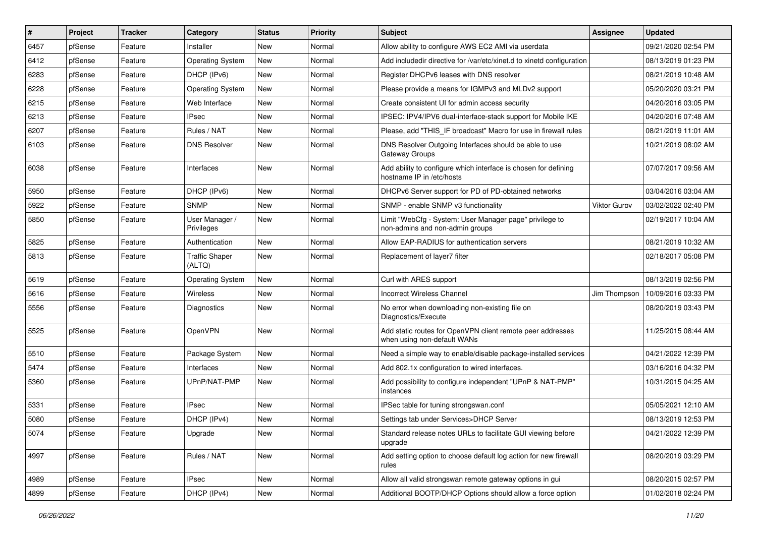| # | Project | Tracker | Category | Status | Priority | Subject | Assignee | Updated |
|---|---|---|---|---|---|---|---|---|
| 6457 | pfSense | Feature | Installer | New | Normal | Allow ability to configure AWS EC2 AMI via userdata | | 09/21/2020 02:54 PM |
| 6412 | pfSense | Feature | Operating System | New | Normal | Add includedir directive for /var/etc/xinet.d to xinetd configuration | | 08/13/2019 01:23 PM |
| 6283 | pfSense | Feature | DHCP (IPv6) | New | Normal | Register DHCPv6 leases with DNS resolver | | 08/21/2019 10:48 AM |
| 6228 | pfSense | Feature | Operating System | New | Normal | Please provide a means for IGMPv3 and MLDv2 support | | 05/20/2020 03:21 PM |
| 6215 | pfSense | Feature | Web Interface | New | Normal | Create consistent UI for admin access security | | 04/20/2016 03:05 PM |
| 6213 | pfSense | Feature | IPsec | New | Normal | IPSEC: IPV4/IPV6 dual-interface-stack support for Mobile IKE | | 04/20/2016 07:48 AM |
| 6207 | pfSense | Feature | Rules / NAT | New | Normal | Please, add "THIS_IF broadcast" Macro for use in firewall rules | | 08/21/2019 11:01 AM |
| 6103 | pfSense | Feature | DNS Resolver | New | Normal | DNS Resolver Outgoing Interfaces should be able to use Gateway Groups | | 10/21/2019 08:02 AM |
| 6038 | pfSense | Feature | Interfaces | New | Normal | Add ability to configure which interface is chosen for defining hostname IP in /etc/hosts | | 07/07/2017 09:56 AM |
| 5950 | pfSense | Feature | DHCP (IPv6) | New | Normal | DHCPv6 Server support for PD of PD-obtained networks | | 03/04/2016 03:04 AM |
| 5922 | pfSense | Feature | SNMP | New | Normal | SNMP - enable SNMP v3 functionality | Viktor Gurov | 03/02/2022 02:40 PM |
| 5850 | pfSense | Feature | User Manager / Privileges | New | Normal | Limit "WebCfg - System: User Manager page" privilege to non-admins and non-admin groups | | 02/19/2017 10:04 AM |
| 5825 | pfSense | Feature | Authentication | New | Normal | Allow EAP-RADIUS for authentication servers | | 08/21/2019 10:32 AM |
| 5813 | pfSense | Feature | Traffic Shaper (ALTQ) | New | Normal | Replacement of layer7 filter | | 02/18/2017 05:08 PM |
| 5619 | pfSense | Feature | Operating System | New | Normal | Curl with ARES support | | 08/13/2019 02:56 PM |
| 5616 | pfSense | Feature | Wireless | New | Normal | Incorrect Wireless Channel | Jim Thompson | 10/09/2016 03:33 PM |
| 5556 | pfSense | Feature | Diagnostics | New | Normal | No error when downloading non-existing file on Diagnostics/Execute | | 08/20/2019 03:43 PM |
| 5525 | pfSense | Feature | OpenVPN | New | Normal | Add static routes for OpenVPN client remote peer addresses when using non-default WANs | | 11/25/2015 08:44 AM |
| 5510 | pfSense | Feature | Package System | New | Normal | Need a simple way to enable/disable package-installed services | | 04/21/2022 12:39 PM |
| 5474 | pfSense | Feature | Interfaces | New | Normal | Add 802.1x configuration to wired interfaces. | | 03/16/2016 04:32 PM |
| 5360 | pfSense | Feature | UPnP/NAT-PMP | New | Normal | Add possibility to configure independent "UPnP & NAT-PMP" instances | | 10/31/2015 04:25 AM |
| 5331 | pfSense | Feature | IPsec | New | Normal | IPSec table for tuning strongswan.conf | | 05/05/2021 12:10 AM |
| 5080 | pfSense | Feature | DHCP (IPv4) | New | Normal | Settings tab under Services>DHCP Server | | 08/13/2019 12:53 PM |
| 5074 | pfSense | Feature | Upgrade | New | Normal | Standard release notes URLs to facilitate GUI viewing before upgrade | | 04/21/2022 12:39 PM |
| 4997 | pfSense | Feature | Rules / NAT | New | Normal | Add setting option to choose default log action for new firewall rules | | 08/20/2019 03:29 PM |
| 4989 | pfSense | Feature | IPsec | New | Normal | Allow all valid strongswan remote gateway options in gui | | 08/20/2015 02:57 PM |
| 4899 | pfSense | Feature | DHCP (IPv4) | New | Normal | Additional BOOTP/DHCP Options should allow a force option | | 01/02/2018 02:24 PM |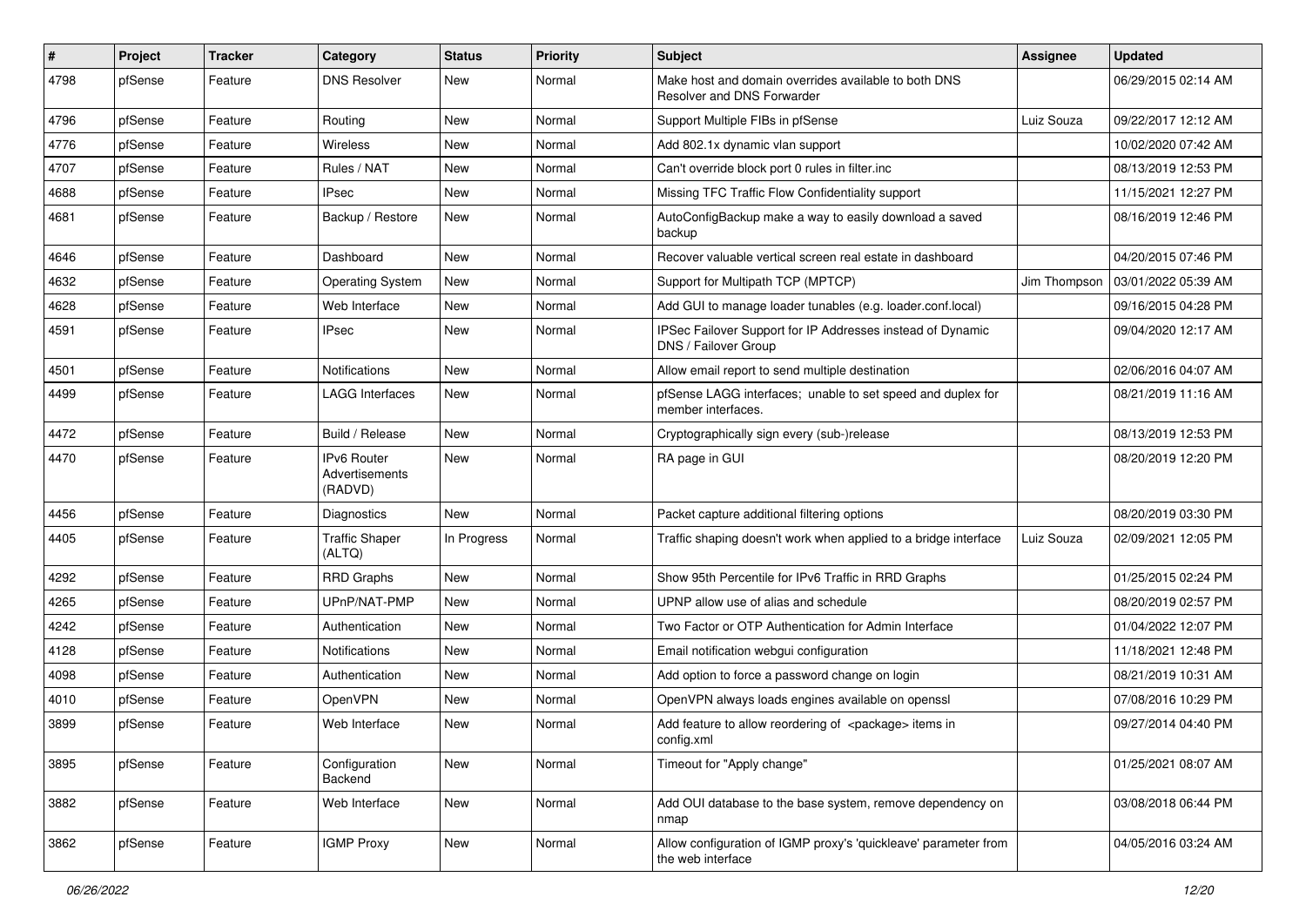| # | Project | Tracker | Category | Status | Priority | Subject | Assignee | Updated |
|---|---|---|---|---|---|---|---|---|
| 4798 | pfSense | Feature | DNS Resolver | New | Normal | Make host and domain overrides available to both DNS Resolver and DNS Forwarder | | 06/29/2015 02:14 AM |
| 4796 | pfSense | Feature | Routing | New | Normal | Support Multiple FIBs in pfSense | Luiz Souza | 09/22/2017 12:12 AM |
| 4776 | pfSense | Feature | Wireless | New | Normal | Add 802.1x dynamic vlan support | | 10/02/2020 07:42 AM |
| 4707 | pfSense | Feature | Rules / NAT | New | Normal | Can't override block port 0 rules in filter.inc | | 08/13/2019 12:53 PM |
| 4688 | pfSense | Feature | IPsec | New | Normal | Missing TFC Traffic Flow Confidentiality support | | 11/15/2021 12:27 PM |
| 4681 | pfSense | Feature | Backup / Restore | New | Normal | AutoConfigBackup make a way to easily download a saved backup | | 08/16/2019 12:46 PM |
| 4646 | pfSense | Feature | Dashboard | New | Normal | Recover valuable vertical screen real estate in dashboard | | 04/20/2015 07:46 PM |
| 4632 | pfSense | Feature | Operating System | New | Normal | Support for Multipath TCP (MPTCP) | Jim Thompson | 03/01/2022 05:39 AM |
| 4628 | pfSense | Feature | Web Interface | New | Normal | Add GUI to manage loader tunables (e.g. loader.conf.local) | | 09/16/2015 04:28 PM |
| 4591 | pfSense | Feature | IPsec | New | Normal | IPSec Failover Support for IP Addresses instead of Dynamic DNS / Failover Group | | 09/04/2020 12:17 AM |
| 4501 | pfSense | Feature | Notifications | New | Normal | Allow email report to send multiple destination | | 02/06/2016 04:07 AM |
| 4499 | pfSense | Feature | LAGG Interfaces | New | Normal | pfSense LAGG interfaces; unable to set speed and duplex for member interfaces. | | 08/21/2019 11:16 AM |
| 4472 | pfSense | Feature | Build / Release | New | Normal | Cryptographically sign every (sub-)release | | 08/13/2019 12:53 PM |
| 4470 | pfSense | Feature | IPv6 Router Advertisements (RADVD) | New | Normal | RA page in GUI | | 08/20/2019 12:20 PM |
| 4456 | pfSense | Feature | Diagnostics | New | Normal | Packet capture additional filtering options | | 08/20/2019 03:30 PM |
| 4405 | pfSense | Feature | Traffic Shaper (ALTQ) | In Progress | Normal | Traffic shaping doesn't work when applied to a bridge interface | Luiz Souza | 02/09/2021 12:05 PM |
| 4292 | pfSense | Feature | RRD Graphs | New | Normal | Show 95th Percentile for IPv6 Traffic in RRD Graphs | | 01/25/2015 02:24 PM |
| 4265 | pfSense | Feature | UPnP/NAT-PMP | New | Normal | UPNP allow use of alias and schedule | | 08/20/2019 02:57 PM |
| 4242 | pfSense | Feature | Authentication | New | Normal | Two Factor or OTP Authentication for Admin Interface | | 01/04/2022 12:07 PM |
| 4128 | pfSense | Feature | Notifications | New | Normal | Email notification webgui configuration | | 11/18/2021 12:48 PM |
| 4098 | pfSense | Feature | Authentication | New | Normal | Add option to force a password change on login | | 08/21/2019 10:31 AM |
| 4010 | pfSense | Feature | OpenVPN | New | Normal | OpenVPN always loads engines available on openssl | | 07/08/2016 10:29 PM |
| 3899 | pfSense | Feature | Web Interface | New | Normal | Add feature to allow reordering of <package> items in config.xml | | 09/27/2014 04:40 PM |
| 3895 | pfSense | Feature | Configuration Backend | New | Normal | Timeout for "Apply change" | | 01/25/2021 08:07 AM |
| 3882 | pfSense | Feature | Web Interface | New | Normal | Add OUI database to the base system, remove dependency on nmap | | 03/08/2018 06:44 PM |
| 3862 | pfSense | Feature | IGMP Proxy | New | Normal | Allow configuration of IGMP proxy's 'quickleave' parameter from the web interface | | 04/05/2016 03:24 AM |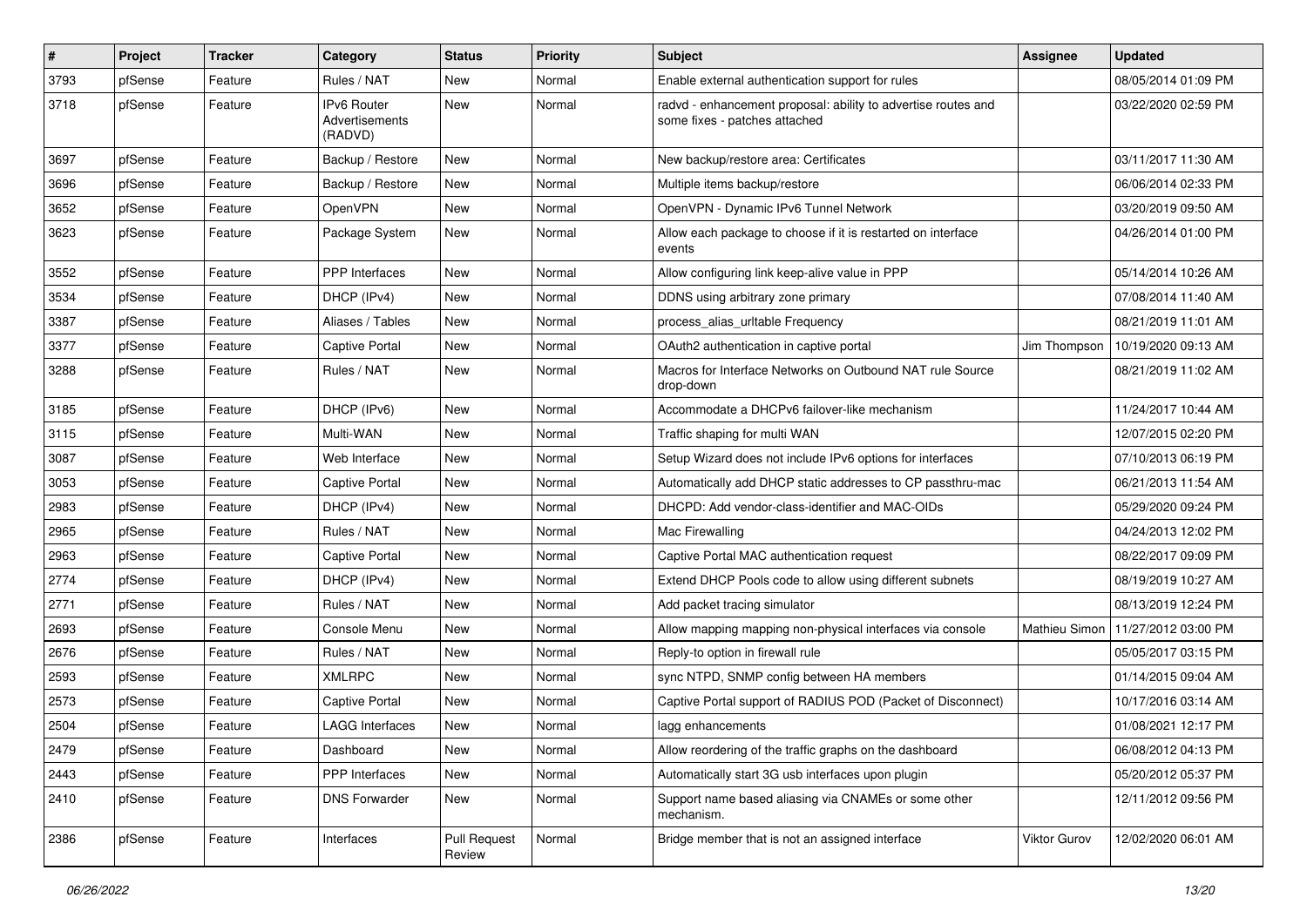| # | Project | Tracker | Category | Status | Priority | Subject | Assignee | Updated |
|---|---|---|---|---|---|---|---|---|
| 3793 | pfSense | Feature | Rules / NAT | New | Normal | Enable external authentication support for rules | | 08/05/2014 01:09 PM |
| 3718 | pfSense | Feature | IPv6 Router Advertisements (RADVD) | New | Normal | radvd - enhancement proposal: ability to advertise routes and some fixes - patches attached | | 03/22/2020 02:59 PM |
| 3697 | pfSense | Feature | Backup / Restore | New | Normal | New backup/restore area: Certificates | | 03/11/2017 11:30 AM |
| 3696 | pfSense | Feature | Backup / Restore | New | Normal | Multiple items backup/restore | | 06/06/2014 02:33 PM |
| 3652 | pfSense | Feature | OpenVPN | New | Normal | OpenVPN - Dynamic IPv6 Tunnel Network | | 03/20/2019 09:50 AM |
| 3623 | pfSense | Feature | Package System | New | Normal | Allow each package to choose if it is restarted on interface events | | 04/26/2014 01:00 PM |
| 3552 | pfSense | Feature | PPP Interfaces | New | Normal | Allow configuring link keep-alive value in PPP | | 05/14/2014 10:26 AM |
| 3534 | pfSense | Feature | DHCP (IPv4) | New | Normal | DDNS using arbitrary zone primary | | 07/08/2014 11:40 AM |
| 3387 | pfSense | Feature | Aliases / Tables | New | Normal | process_alias_urltable Frequency | | 08/21/2019 11:01 AM |
| 3377 | pfSense | Feature | Captive Portal | New | Normal | OAuth2 authentication in captive portal | Jim Thompson | 10/19/2020 09:13 AM |
| 3288 | pfSense | Feature | Rules / NAT | New | Normal | Macros for Interface Networks on Outbound NAT rule Source drop-down | | 08/21/2019 11:02 AM |
| 3185 | pfSense | Feature | DHCP (IPv6) | New | Normal | Accommodate a DHCPv6 failover-like mechanism | | 11/24/2017 10:44 AM |
| 3115 | pfSense | Feature | Multi-WAN | New | Normal | Traffic shaping for multi WAN | | 12/07/2015 02:20 PM |
| 3087 | pfSense | Feature | Web Interface | New | Normal | Setup Wizard does not include IPv6 options for interfaces | | 07/10/2013 06:19 PM |
| 3053 | pfSense | Feature | Captive Portal | New | Normal | Automatically add DHCP static addresses to CP passthru-mac | | 06/21/2013 11:54 AM |
| 2983 | pfSense | Feature | DHCP (IPv4) | New | Normal | DHCPD: Add vendor-class-identifier and MAC-OIDs | | 05/29/2020 09:24 PM |
| 2965 | pfSense | Feature | Rules / NAT | New | Normal | Mac Firewalling | | 04/24/2013 12:02 PM |
| 2963 | pfSense | Feature | Captive Portal | New | Normal | Captive Portal MAC authentication request | | 08/22/2017 09:09 PM |
| 2774 | pfSense | Feature | DHCP (IPv4) | New | Normal | Extend DHCP Pools code to allow using different subnets | | 08/19/2019 10:27 AM |
| 2771 | pfSense | Feature | Rules / NAT | New | Normal | Add packet tracing simulator | | 08/13/2019 12:24 PM |
| 2693 | pfSense | Feature | Console Menu | New | Normal | Allow mapping mapping non-physical interfaces via console | Mathieu Simon | 11/27/2012 03:00 PM |
| 2676 | pfSense | Feature | Rules / NAT | New | Normal | Reply-to option in firewall rule | | 05/05/2017 03:15 PM |
| 2593 | pfSense | Feature | XMLRPC | New | Normal | sync NTPD, SNMP config between HA members | | 01/14/2015 09:04 AM |
| 2573 | pfSense | Feature | Captive Portal | New | Normal | Captive Portal support of RADIUS POD (Packet of Disconnect) | | 10/17/2016 03:14 AM |
| 2504 | pfSense | Feature | LAGG Interfaces | New | Normal | lagg enhancements | | 01/08/2021 12:17 PM |
| 2479 | pfSense | Feature | Dashboard | New | Normal | Allow reordering of the traffic graphs on the dashboard | | 06/08/2012 04:13 PM |
| 2443 | pfSense | Feature | PPP Interfaces | New | Normal | Automatically start 3G usb interfaces upon plugin | | 05/20/2012 05:37 PM |
| 2410 | pfSense | Feature | DNS Forwarder | New | Normal | Support name based aliasing via CNAMEs or some other mechanism. | | 12/11/2012 09:56 PM |
| 2386 | pfSense | Feature | Interfaces | Pull Request Review | Normal | Bridge member that is not an assigned interface | Viktor Gurov | 12/02/2020 06:01 AM |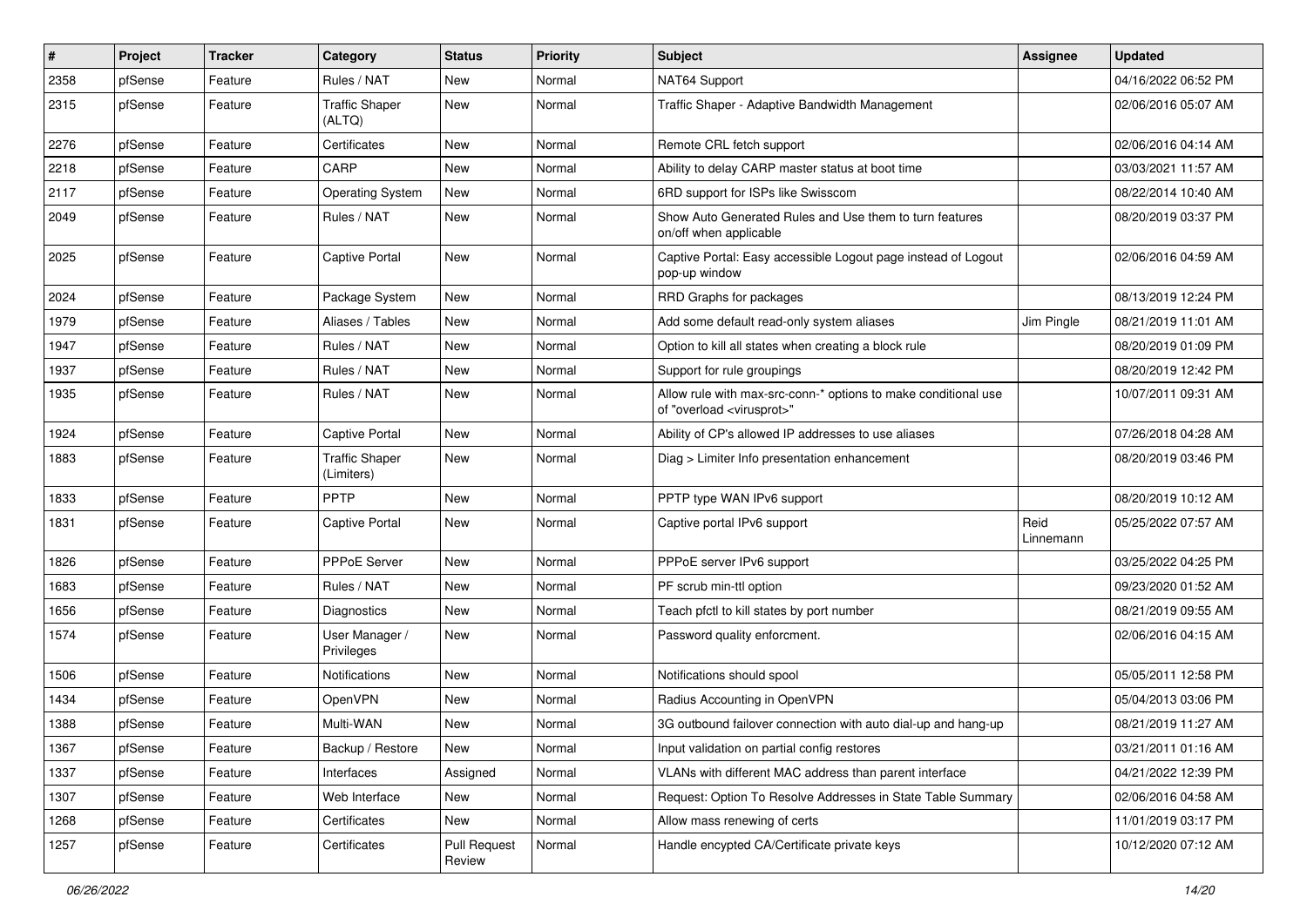| # | Project | Tracker | Category | Status | Priority | Subject | Assignee | Updated |
|---|---|---|---|---|---|---|---|---|
| 2358 | pfSense | Feature | Rules / NAT | New | Normal | NAT64 Support | | 04/16/2022 06:52 PM |
| 2315 | pfSense | Feature | Traffic Shaper (ALTQ) | New | Normal | Traffic Shaper - Adaptive Bandwidth Management | | 02/06/2016 05:07 AM |
| 2276 | pfSense | Feature | Certificates | New | Normal | Remote CRL fetch support | | 02/06/2016 04:14 AM |
| 2218 | pfSense | Feature | CARP | New | Normal | Ability to delay CARP master status at boot time | | 03/03/2021 11:57 AM |
| 2117 | pfSense | Feature | Operating System | New | Normal | 6RD support for ISPs like Swisscom | | 08/22/2014 10:40 AM |
| 2049 | pfSense | Feature | Rules / NAT | New | Normal | Show Auto Generated Rules and Use them to turn features on/off when applicable | | 08/20/2019 03:37 PM |
| 2025 | pfSense | Feature | Captive Portal | New | Normal | Captive Portal: Easy accessible Logout page instead of Logout pop-up window | | 02/06/2016 04:59 AM |
| 2024 | pfSense | Feature | Package System | New | Normal | RRD Graphs for packages | | 08/13/2019 12:24 PM |
| 1979 | pfSense | Feature | Aliases / Tables | New | Normal | Add some default read-only system aliases | Jim Pingle | 08/21/2019 11:01 AM |
| 1947 | pfSense | Feature | Rules / NAT | New | Normal | Option to kill all states when creating a block rule | | 08/20/2019 01:09 PM |
| 1937 | pfSense | Feature | Rules / NAT | New | Normal | Support for rule groupings | | 08/20/2019 12:42 PM |
| 1935 | pfSense | Feature | Rules / NAT | New | Normal | Allow rule with max-src-conn-* options to make conditional use of "overload <virusprot>" | | 10/07/2011 09:31 AM |
| 1924 | pfSense | Feature | Captive Portal | New | Normal | Ability of CP's allowed IP addresses to use aliases | | 07/26/2018 04:28 AM |
| 1883 | pfSense | Feature | Traffic Shaper (Limiters) | New | Normal | Diag > Limiter Info presentation enhancement | | 08/20/2019 03:46 PM |
| 1833 | pfSense | Feature | PPTP | New | Normal | PPTP type WAN IPv6 support | | 08/20/2019 10:12 AM |
| 1831 | pfSense | Feature | Captive Portal | New | Normal | Captive portal IPv6 support | Reid Linnemann | 05/25/2022 07:57 AM |
| 1826 | pfSense | Feature | PPPoE Server | New | Normal | PPPoE server IPv6 support | | 03/25/2022 04:25 PM |
| 1683 | pfSense | Feature | Rules / NAT | New | Normal | PF scrub min-ttl option | | 09/23/2020 01:52 AM |
| 1656 | pfSense | Feature | Diagnostics | New | Normal | Teach pfctl to kill states by port number | | 08/21/2019 09:55 AM |
| 1574 | pfSense | Feature | User Manager / Privileges | New | Normal | Password quality enforcment. | | 02/06/2016 04:15 AM |
| 1506 | pfSense | Feature | Notifications | New | Normal | Notifications should spool | | 05/05/2011 12:58 PM |
| 1434 | pfSense | Feature | OpenVPN | New | Normal | Radius Accounting in OpenVPN | | 05/04/2013 03:06 PM |
| 1388 | pfSense | Feature | Multi-WAN | New | Normal | 3G outbound failover connection with auto dial-up and hang-up | | 08/21/2019 11:27 AM |
| 1367 | pfSense | Feature | Backup / Restore | New | Normal | Input validation on partial config restores | | 03/21/2011 01:16 AM |
| 1337 | pfSense | Feature | Interfaces | Assigned | Normal | VLANs with different MAC address than parent interface | | 04/21/2022 12:39 PM |
| 1307 | pfSense | Feature | Web Interface | New | Normal | Request: Option To Resolve Addresses in State Table Summary | | 02/06/2016 04:58 AM |
| 1268 | pfSense | Feature | Certificates | New | Normal | Allow mass renewing of certs | | 11/01/2019 03:17 PM |
| 1257 | pfSense | Feature | Certificates | Pull Request Review | Normal | Handle encypted CA/Certificate private keys | | 10/12/2020 07:12 AM |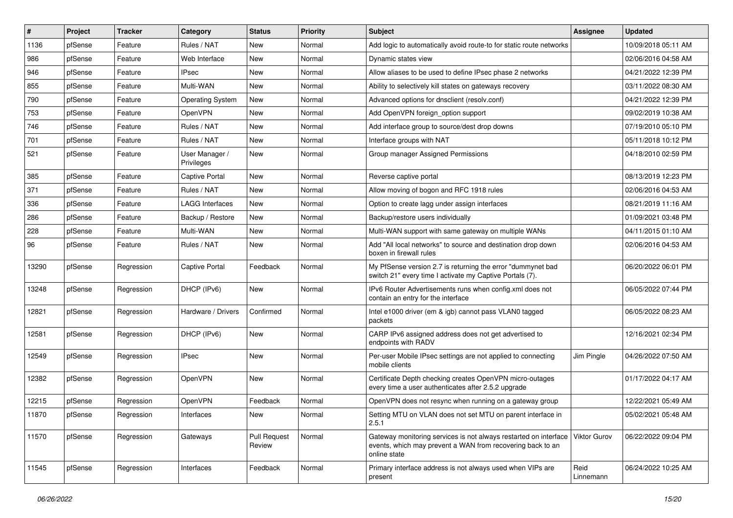| # | Project | Tracker | Category | Status | Priority | Subject | Assignee | Updated |
|---|---|---|---|---|---|---|---|---|
| 1136 | pfSense | Feature | Rules / NAT | New | Normal | Add logic to automatically avoid route-to for static route networks | | 10/09/2018 05:11 AM |
| 986 | pfSense | Feature | Web Interface | New | Normal | Dynamic states view | | 02/06/2016 04:58 AM |
| 946 | pfSense | Feature | IPsec | New | Normal | Allow aliases to be used to define IPsec phase 2 networks | | 04/21/2022 12:39 PM |
| 855 | pfSense | Feature | Multi-WAN | New | Normal | Ability to selectively kill states on gateways recovery | | 03/11/2022 08:30 AM |
| 790 | pfSense | Feature | Operating System | New | Normal | Advanced options for dnsclient (resolv.conf) | | 04/21/2022 12:39 PM |
| 753 | pfSense | Feature | OpenVPN | New | Normal | Add OpenVPN foreign_option support | | 09/02/2019 10:38 AM |
| 746 | pfSense | Feature | Rules / NAT | New | Normal | Add interface group to source/dest drop downs | | 07/19/2010 05:10 PM |
| 701 | pfSense | Feature | Rules / NAT | New | Normal | Interface groups with NAT | | 05/11/2018 10:12 PM |
| 521 | pfSense | Feature | User Manager / Privileges | New | Normal | Group manager Assigned Permissions | | 04/18/2010 02:59 PM |
| 385 | pfSense | Feature | Captive Portal | New | Normal | Reverse captive portal | | 08/13/2019 12:23 PM |
| 371 | pfSense | Feature | Rules / NAT | New | Normal | Allow moving of bogon and RFC 1918 rules | | 02/06/2016 04:53 AM |
| 336 | pfSense | Feature | LAGG Interfaces | New | Normal | Option to create lagg under assign interfaces | | 08/21/2019 11:16 AM |
| 286 | pfSense | Feature | Backup / Restore | New | Normal | Backup/restore users individually | | 01/09/2021 03:48 PM |
| 228 | pfSense | Feature | Multi-WAN | New | Normal | Multi-WAN support with same gateway on multiple WANs | | 04/11/2015 01:10 AM |
| 96 | pfSense | Feature | Rules / NAT | New | Normal | Add "All local networks" to source and destination drop down boxen in firewall rules | | 02/06/2016 04:53 AM |
| 13290 | pfSense | Regression | Captive Portal | Feedback | Normal | My PfSense version 2.7 is returning the error "dummynet bad switch 21" every time I activate my Captive Portals (7). | | 06/20/2022 06:01 PM |
| 13248 | pfSense | Regression | DHCP (IPv6) | New | Normal | IPv6 Router Advertisements runs when config.xml does not contain an entry for the interface | | 06/05/2022 07:44 PM |
| 12821 | pfSense | Regression | Hardware / Drivers | Confirmed | Normal | Intel e1000 driver (em & igb) cannot pass VLAN0 tagged packets | | 06/05/2022 08:23 AM |
| 12581 | pfSense | Regression | DHCP (IPv6) | New | Normal | CARP IPv6 assigned address does not get advertised to endpoints with RADV | | 12/16/2021 02:34 PM |
| 12549 | pfSense | Regression | IPsec | New | Normal | Per-user Mobile IPsec settings are not applied to connecting mobile clients | Jim Pingle | 04/26/2022 07:50 AM |
| 12382 | pfSense | Regression | OpenVPN | New | Normal | Certificate Depth checking creates OpenVPN micro-outages every time a user authenticates after 2.5.2 upgrade | | 01/17/2022 04:17 AM |
| 12215 | pfSense | Regression | OpenVPN | Feedback | Normal | OpenVPN does not resync when running on a gateway group | | 12/22/2021 05:49 AM |
| 11870 | pfSense | Regression | Interfaces | New | Normal | Setting MTU on VLAN does not set MTU on parent interface in 2.5.1 | | 05/02/2021 05:48 AM |
| 11570 | pfSense | Regression | Gateways | Pull Request Review | Normal | Gateway monitoring services is not always restarted on interface events, which may prevent a WAN from recovering back to an online state | Viktor Gurov | 06/22/2022 09:04 PM |
| 11545 | pfSense | Regression | Interfaces | Feedback | Normal | Primary interface address is not always used when VIPs are present | Reid Linnemann | 06/24/2022 10:25 AM |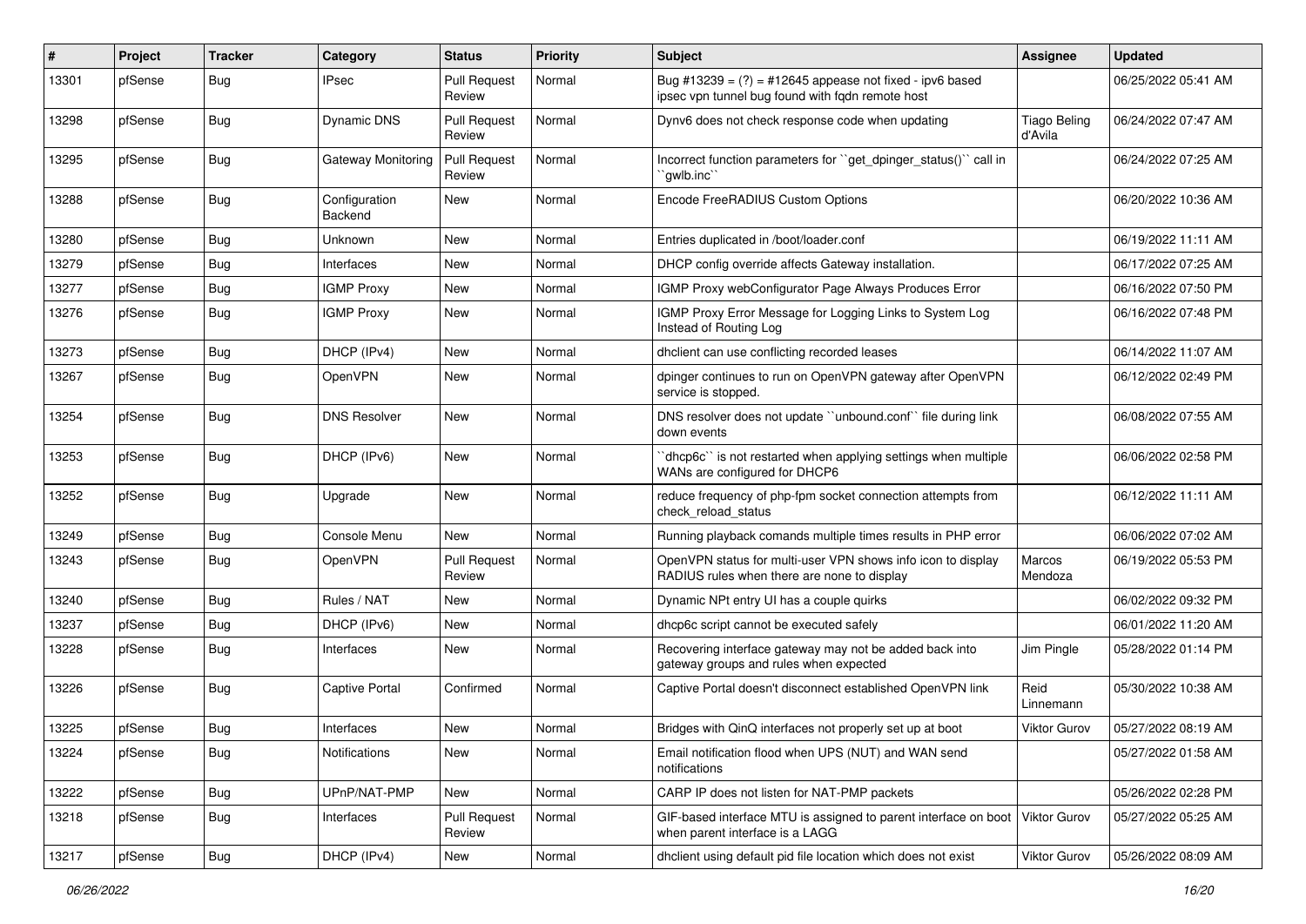| # | Project | Tracker | Category | Status | Priority | Subject | Assignee | Updated |
|---|---|---|---|---|---|---|---|---|
| 13301 | pfSense | Bug | IPsec | Pull Request Review | Normal | Bug #13239 = (?) = #12645 appease not fixed - ipv6 based ipsec vpn tunnel bug found with fqdn remote host | | 06/25/2022 05:41 AM |
| 13298 | pfSense | Bug | Dynamic DNS | Pull Request Review | Normal | Dynv6 does not check response code when updating | Tiago Beling d'Avila | 06/24/2022 07:47 AM |
| 13295 | pfSense | Bug | Gateway Monitoring | Pull Request Review | Normal | Incorrect function parameters for ``get_dpinger_status()`` call in ``gwlb.inc`` | | 06/24/2022 07:25 AM |
| 13288 | pfSense | Bug | Configuration Backend | New | Normal | Encode FreeRADIUS Custom Options | | 06/20/2022 10:36 AM |
| 13280 | pfSense | Bug | Unknown | New | Normal | Entries duplicated in /boot/loader.conf | | 06/19/2022 11:11 AM |
| 13279 | pfSense | Bug | Interfaces | New | Normal | DHCP config override affects Gateway installation. | | 06/17/2022 07:25 AM |
| 13277 | pfSense | Bug | IGMP Proxy | New | Normal | IGMP Proxy webConfigurator Page Always Produces Error | | 06/16/2022 07:50 PM |
| 13276 | pfSense | Bug | IGMP Proxy | New | Normal | IGMP Proxy Error Message for Logging Links to System Log Instead of Routing Log | | 06/16/2022 07:48 PM |
| 13273 | pfSense | Bug | DHCP (IPv4) | New | Normal | dhclient can use conflicting recorded leases | | 06/14/2022 11:07 AM |
| 13267 | pfSense | Bug | OpenVPN | New | Normal | dpinger continues to run on OpenVPN gateway after OpenVPN service is stopped. | | 06/12/2022 02:49 PM |
| 13254 | pfSense | Bug | DNS Resolver | New | Normal | DNS resolver does not update ``unbound.conf`` file during link down events | | 06/08/2022 07:55 AM |
| 13253 | pfSense | Bug | DHCP (IPv6) | New | Normal | ``dhcp6c`` is not restarted when applying settings when multiple WANs are configured for DHCP6 | | 06/06/2022 02:58 PM |
| 13252 | pfSense | Bug | Upgrade | New | Normal | reduce frequency of php-fpm socket connection attempts from check_reload_status | | 06/12/2022 11:11 AM |
| 13249 | pfSense | Bug | Console Menu | New | Normal | Running playback comands multiple times results in PHP error | | 06/06/2022 07:02 AM |
| 13243 | pfSense | Bug | OpenVPN | Pull Request Review | Normal | OpenVPN status for multi-user VPN shows info icon to display RADIUS rules when there are none to display | Marcos Mendoza | 06/19/2022 05:53 PM |
| 13240 | pfSense | Bug | Rules / NAT | New | Normal | Dynamic NPt entry UI has a couple quirks | | 06/02/2022 09:32 PM |
| 13237 | pfSense | Bug | DHCP (IPv6) | New | Normal | dhcp6c script cannot be executed safely | | 06/01/2022 11:20 AM |
| 13228 | pfSense | Bug | Interfaces | New | Normal | Recovering interface gateway may not be added back into gateway groups and rules when expected | Jim Pingle | 05/28/2022 01:14 PM |
| 13226 | pfSense | Bug | Captive Portal | Confirmed | Normal | Captive Portal doesn't disconnect established OpenVPN link | Reid Linnemann | 05/30/2022 10:38 AM |
| 13225 | pfSense | Bug | Interfaces | New | Normal | Bridges with QinQ interfaces not properly set up at boot | Viktor Gurov | 05/27/2022 08:19 AM |
| 13224 | pfSense | Bug | Notifications | New | Normal | Email notification flood when UPS (NUT) and WAN send notifications | | 05/27/2022 01:58 AM |
| 13222 | pfSense | Bug | UPnP/NAT-PMP | New | Normal | CARP IP does not listen for NAT-PMP packets | | 05/26/2022 02:28 PM |
| 13218 | pfSense | Bug | Interfaces | Pull Request Review | Normal | GIF-based interface MTU is assigned to parent interface on boot when parent interface is a LAGG | Viktor Gurov | 05/27/2022 05:25 AM |
| 13217 | pfSense | Bug | DHCP (IPv4) | New | Normal | dhclient using default pid file location which does not exist | Viktor Gurov | 05/26/2022 08:09 AM |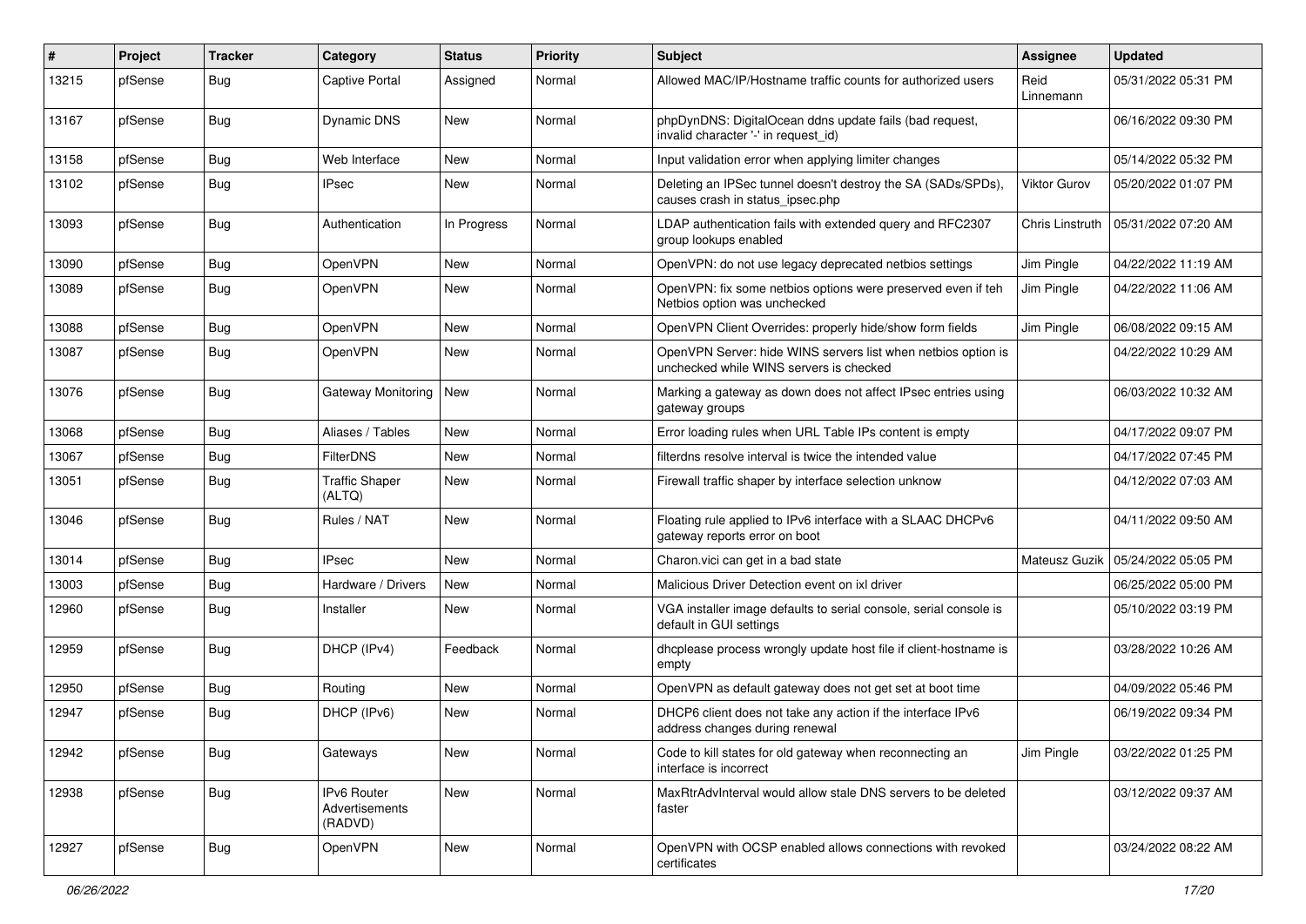| # | Project | Tracker | Category | Status | Priority | Subject | Assignee | Updated |
|---|---|---|---|---|---|---|---|---|
| 13215 | pfSense | Bug | Captive Portal | Assigned | Normal | Allowed MAC/IP/Hostname traffic counts for authorized users | Reid Linnemann | 05/31/2022 05:31 PM |
| 13167 | pfSense | Bug | Dynamic DNS | New | Normal | phpDynDNS: DigitalOcean ddns update fails (bad request, invalid character '-' in request_id) | | 06/16/2022 09:30 PM |
| 13158 | pfSense | Bug | Web Interface | New | Normal | Input validation error when applying limiter changes | | 05/14/2022 05:32 PM |
| 13102 | pfSense | Bug | IPsec | New | Normal | Deleting an IPSec tunnel doesn't destroy the SA (SADs/SPDs), causes crash in status_ipsec.php | Viktor Gurov | 05/20/2022 01:07 PM |
| 13093 | pfSense | Bug | Authentication | In Progress | Normal | LDAP authentication fails with extended query and RFC2307 group lookups enabled | Chris Linstruth | 05/31/2022 07:20 AM |
| 13090 | pfSense | Bug | OpenVPN | New | Normal | OpenVPN: do not use legacy deprecated netbios settings | Jim Pingle | 04/22/2022 11:19 AM |
| 13089 | pfSense | Bug | OpenVPN | New | Normal | OpenVPN: fix some netbios options were preserved even if teh Netbios option was unchecked | Jim Pingle | 04/22/2022 11:06 AM |
| 13088 | pfSense | Bug | OpenVPN | New | Normal | OpenVPN Client Overrides: properly hide/show form fields | Jim Pingle | 06/08/2022 09:15 AM |
| 13087 | pfSense | Bug | OpenVPN | New | Normal | OpenVPN Server: hide WINS servers list when netbios option is unchecked while WINS servers is checked | | 04/22/2022 10:29 AM |
| 13076 | pfSense | Bug | Gateway Monitoring | New | Normal | Marking a gateway as down does not affect IPsec entries using gateway groups | | 06/03/2022 10:32 AM |
| 13068 | pfSense | Bug | Aliases / Tables | New | Normal | Error loading rules when URL Table IPs content is empty | | 04/17/2022 09:07 PM |
| 13067 | pfSense | Bug | FilterDNS | New | Normal | filterdns resolve interval is twice the intended value | | 04/17/2022 07:45 PM |
| 13051 | pfSense | Bug | Traffic Shaper (ALTQ) | New | Normal | Firewall traffic shaper by interface selection unknow | | 04/12/2022 07:03 AM |
| 13046 | pfSense | Bug | Rules / NAT | New | Normal | Floating rule applied to IPv6 interface with a SLAAC DHCPv6 gateway reports error on boot | | 04/11/2022 09:50 AM |
| 13014 | pfSense | Bug | IPsec | New | Normal | Charon.vici can get in a bad state | Mateusz Guzik | 05/24/2022 05:05 PM |
| 13003 | pfSense | Bug | Hardware / Drivers | New | Normal | Malicious Driver Detection event on ixl driver | | 06/25/2022 05:00 PM |
| 12960 | pfSense | Bug | Installer | New | Normal | VGA installer image defaults to serial console, serial console is default in GUI settings | | 05/10/2022 03:19 PM |
| 12959 | pfSense | Bug | DHCP (IPv4) | Feedback | Normal | dhcplease process wrongly update host file if client-hostname is empty | | 03/28/2022 10:26 AM |
| 12950 | pfSense | Bug | Routing | New | Normal | OpenVPN as default gateway does not get set at boot time | | 04/09/2022 05:46 PM |
| 12947 | pfSense | Bug | DHCP (IPv6) | New | Normal | DHCP6 client does not take any action if the interface IPv6 address changes during renewal | | 06/19/2022 09:34 PM |
| 12942 | pfSense | Bug | Gateways | New | Normal | Code to kill states for old gateway when reconnecting an interface is incorrect | Jim Pingle | 03/22/2022 01:25 PM |
| 12938 | pfSense | Bug | IPv6 Router Advertisements (RADVD) | New | Normal | MaxRtrAdvInterval would allow stale DNS servers to be deleted faster | | 03/12/2022 09:37 AM |
| 12927 | pfSense | Bug | OpenVPN | New | Normal | OpenVPN with OCSP enabled allows connections with revoked certificates | | 03/24/2022 08:22 AM |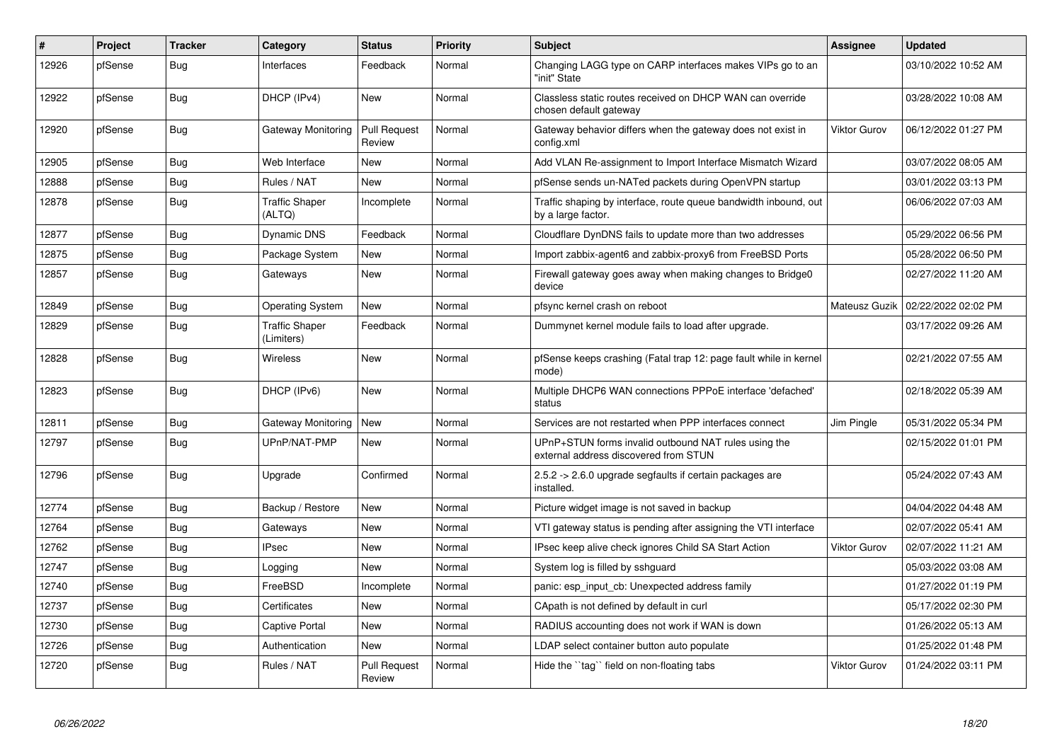| # | Project | Tracker | Category | Status | Priority | Subject | Assignee | Updated |
|---|---|---|---|---|---|---|---|---|
| 12926 | pfSense | Bug | Interfaces | Feedback | Normal | Changing LAGG type on CARP interfaces makes VIPs go to an "init" State | | 03/10/2022 10:52 AM |
| 12922 | pfSense | Bug | DHCP (IPv4) | New | Normal | Classless static routes received on DHCP WAN can override chosen default gateway | | 03/28/2022 10:08 AM |
| 12920 | pfSense | Bug | Gateway Monitoring | Pull Request Review | Normal | Gateway behavior differs when the gateway does not exist in config.xml | Viktor Gurov | 06/12/2022 01:27 PM |
| 12905 | pfSense | Bug | Web Interface | New | Normal | Add VLAN Re-assignment to Import Interface Mismatch Wizard | | 03/07/2022 08:05 AM |
| 12888 | pfSense | Bug | Rules / NAT | New | Normal | pfSense sends un-NATed packets during OpenVPN startup | | 03/01/2022 03:13 PM |
| 12878 | pfSense | Bug | Traffic Shaper (ALTQ) | Incomplete | Normal | Traffic shaping by interface, route queue bandwidth inbound, out by a large factor. | | 06/06/2022 07:03 AM |
| 12877 | pfSense | Bug | Dynamic DNS | Feedback | Normal | Cloudflare DynDNS fails to update more than two addresses | | 05/29/2022 06:56 PM |
| 12875 | pfSense | Bug | Package System | New | Normal | Import zabbix-agent6 and zabbix-proxy6 from FreeBSD Ports | | 05/28/2022 06:50 PM |
| 12857 | pfSense | Bug | Gateways | New | Normal | Firewall gateway goes away when making changes to Bridge0 device | | 02/27/2022 11:20 AM |
| 12849 | pfSense | Bug | Operating System | New | Normal | pfsync kernel crash on reboot | Mateusz Guzik | 02/22/2022 02:02 PM |
| 12829 | pfSense | Bug | Traffic Shaper (Limiters) | Feedback | Normal | Dummynet kernel module fails to load after upgrade. | | 03/17/2022 09:26 AM |
| 12828 | pfSense | Bug | Wireless | New | Normal | pfSense keeps crashing (Fatal trap 12: page fault while in kernel mode) | | 02/21/2022 07:55 AM |
| 12823 | pfSense | Bug | DHCP (IPv6) | New | Normal | Multiple DHCP6 WAN connections PPPoE interface 'defached' status | | 02/18/2022 05:39 AM |
| 12811 | pfSense | Bug | Gateway Monitoring | New | Normal | Services are not restarted when PPP interfaces connect | Jim Pingle | 05/31/2022 05:34 PM |
| 12797 | pfSense | Bug | UPnP/NAT-PMP | New | Normal | UPnP+STUN forms invalid outbound NAT rules using the external address discovered from STUN | | 02/15/2022 01:01 PM |
| 12796 | pfSense | Bug | Upgrade | Confirmed | Normal | 2.5.2 -> 2.6.0 upgrade segfaults if certain packages are installed. | | 05/24/2022 07:43 AM |
| 12774 | pfSense | Bug | Backup / Restore | New | Normal | Picture widget image is not saved in backup | | 04/04/2022 04:48 AM |
| 12764 | pfSense | Bug | Gateways | New | Normal | VTI gateway status is pending after assigning the VTI interface | | 02/07/2022 05:41 AM |
| 12762 | pfSense | Bug | IPsec | New | Normal | IPsec keep alive check ignores Child SA Start Action | Viktor Gurov | 02/07/2022 11:21 AM |
| 12747 | pfSense | Bug | Logging | New | Normal | System log is filled by sshguard | | 05/03/2022 03:08 AM |
| 12740 | pfSense | Bug | FreeBSD | Incomplete | Normal | panic: esp_input_cb: Unexpected address family | | 01/27/2022 01:19 PM |
| 12737 | pfSense | Bug | Certificates | New | Normal | CApath is not defined by default in curl | | 05/17/2022 02:30 PM |
| 12730 | pfSense | Bug | Captive Portal | New | Normal | RADIUS accounting does not work if WAN is down | | 01/26/2022 05:13 AM |
| 12726 | pfSense | Bug | Authentication | New | Normal | LDAP select container button auto populate | | 01/25/2022 01:48 PM |
| 12720 | pfSense | Bug | Rules / NAT | Pull Request Review | Normal | Hide the ``tag`` field on non-floating tabs | Viktor Gurov | 01/24/2022 03:11 PM |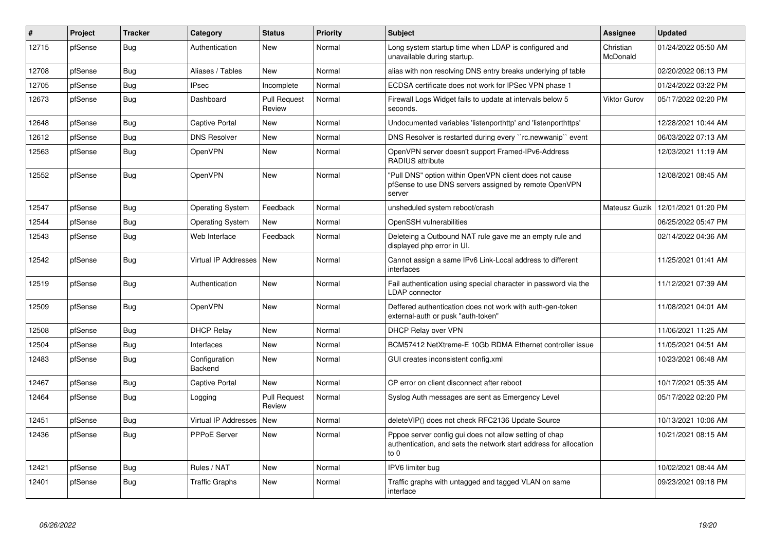| # | Project | Tracker | Category | Status | Priority | Subject | Assignee | Updated |
|---|---|---|---|---|---|---|---|---|
| 12715 | pfSense | Bug | Authentication | New | Normal | Long system startup time when LDAP is configured and unavailable during startup. | Christian McDonald | 01/24/2022 05:50 AM |
| 12708 | pfSense | Bug | Aliases / Tables | New | Normal | alias with non resolving DNS entry breaks underlying pf table | | 02/20/2022 06:13 PM |
| 12705 | pfSense | Bug | IPsec | Incomplete | Normal | ECDSA certificate does not work for IPSec VPN phase 1 | | 01/24/2022 03:22 PM |
| 12673 | pfSense | Bug | Dashboard | Pull Request Review | Normal | Firewall Logs Widget fails to update at intervals below 5 seconds. | Viktor Gurov | 05/17/2022 02:20 PM |
| 12648 | pfSense | Bug | Captive Portal | New | Normal | Undocumented variables 'listenporthttp' and 'listenporthttps' | | 12/28/2021 10:44 AM |
| 12612 | pfSense | Bug | DNS Resolver | New | Normal | DNS Resolver is restarted during every ``rc.newwanip`` event | | 06/03/2022 07:13 AM |
| 12563 | pfSense | Bug | OpenVPN | New | Normal | OpenVPN server doesn't support Framed-IPv6-Address RADIUS attribute | | 12/03/2021 11:19 AM |
| 12552 | pfSense | Bug | OpenVPN | New | Normal | "Pull DNS" option within OpenVPN client does not cause pfSense to use DNS servers assigned by remote OpenVPN server | | 12/08/2021 08:45 AM |
| 12547 | pfSense | Bug | Operating System | Feedback | Normal | unsheduled system reboot/crash | Mateusz Guzik | 12/01/2021 01:20 PM |
| 12544 | pfSense | Bug | Operating System | New | Normal | OpenSSH vulnerabilities | | 06/25/2022 05:47 PM |
| 12543 | pfSense | Bug | Web Interface | Feedback | Normal | Deleteing a Outbound NAT rule gave me an empty rule and displayed php error in UI. | | 02/14/2022 04:36 AM |
| 12542 | pfSense | Bug | Virtual IP Addresses | New | Normal | Cannot assign a same IPv6 Link-Local address to different interfaces | | 11/25/2021 01:41 AM |
| 12519 | pfSense | Bug | Authentication | New | Normal | Fail authentication using special character in password via the LDAP connector | | 11/12/2021 07:39 AM |
| 12509 | pfSense | Bug | OpenVPN | New | Normal | Deffered authentication does not work with auth-gen-token external-auth or pusk "auth-token" | | 11/08/2021 04:01 AM |
| 12508 | pfSense | Bug | DHCP Relay | New | Normal | DHCP Relay over VPN | | 11/06/2021 11:25 AM |
| 12504 | pfSense | Bug | Interfaces | New | Normal | BCM57412 NetXtreme-E 10Gb RDMA Ethernet controller issue | | 11/05/2021 04:51 AM |
| 12483 | pfSense | Bug | Configuration Backend | New | Normal | GUI creates inconsistent config.xml | | 10/23/2021 06:48 AM |
| 12467 | pfSense | Bug | Captive Portal | New | Normal | CP error on client disconnect after reboot | | 10/17/2021 05:35 AM |
| 12464 | pfSense | Bug | Logging | Pull Request Review | Normal | Syslog Auth messages are sent as Emergency Level | | 05/17/2022 02:20 PM |
| 12451 | pfSense | Bug | Virtual IP Addresses | New | Normal | deleteVIP() does not check RFC2136 Update Source | | 10/13/2021 10:06 AM |
| 12436 | pfSense | Bug | PPPoE Server | New | Normal | Pppoe server config gui does not allow setting of chap authentication, and sets the network start address for allocation to 0 | | 10/21/2021 08:15 AM |
| 12421 | pfSense | Bug | Rules / NAT | New | Normal | IPV6 limiter bug | | 10/02/2021 08:44 AM |
| 12401 | pfSense | Bug | Traffic Graphs | New | Normal | Traffic graphs with untagged and tagged VLAN on same interface | | 09/23/2021 09:18 PM |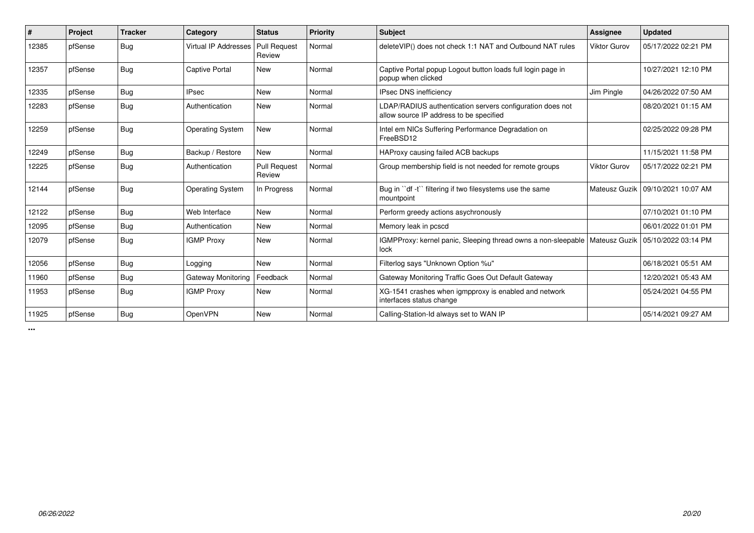| # | Project | Tracker | Category | Status | Priority | Subject | Assignee | Updated |
|---|---|---|---|---|---|---|---|---|
| 12385 | pfSense | Bug | Virtual IP Addresses | Pull Request Review | Normal | deleteVIP() does not check 1:1 NAT and Outbound NAT rules | Viktor Gurov | 05/17/2022 02:21 PM |
| 12357 | pfSense | Bug | Captive Portal | New | Normal | Captive Portal popup Logout button loads full login page in popup when clicked | | 10/27/2021 12:10 PM |
| 12335 | pfSense | Bug | IPsec | New | Normal | IPsec DNS inefficiency | Jim Pingle | 04/26/2022 07:50 AM |
| 12283 | pfSense | Bug | Authentication | New | Normal | LDAP/RADIUS authentication servers configuration does not allow source IP address to be specified | | 08/20/2021 01:15 AM |
| 12259 | pfSense | Bug | Operating System | New | Normal | Intel em NICs Suffering Performance Degradation on FreeBSD12 | | 02/25/2022 09:28 PM |
| 12249 | pfSense | Bug | Backup / Restore | New | Normal | HAProxy causing failed ACB backups | | 11/15/2021 11:58 PM |
| 12225 | pfSense | Bug | Authentication | Pull Request Review | Normal | Group membership field is not needed for remote groups | Viktor Gurov | 05/17/2022 02:21 PM |
| 12144 | pfSense | Bug | Operating System | In Progress | Normal | Bug in ``df -t`` filtering if two filesystems use the same mountpoint | Mateusz Guzik | 09/10/2021 10:07 AM |
| 12122 | pfSense | Bug | Web Interface | New | Normal | Perform greedy actions asychronously | | 07/10/2021 01:10 PM |
| 12095 | pfSense | Bug | Authentication | New | Normal | Memory leak in pcscd | | 06/01/2022 01:01 PM |
| 12079 | pfSense | Bug | IGMP Proxy | New | Normal | IGMPProxy: kernel panic, Sleeping thread owns a non-sleepable lock | Mateusz Guzik | 05/10/2022 03:14 PM |
| 12056 | pfSense | Bug | Logging | New | Normal | Filterlog says "Unknown Option %u" | | 06/18/2021 05:51 AM |
| 11960 | pfSense | Bug | Gateway Monitoring | Feedback | Normal | Gateway Monitoring Traffic Goes Out Default Gateway | | 12/20/2021 05:43 AM |
| 11953 | pfSense | Bug | IGMP Proxy | New | Normal | XG-1541 crashes when igmpproxy is enabled and network interfaces status change | | 05/24/2021 04:55 PM |
| 11925 | pfSense | Bug | OpenVPN | New | Normal | Calling-Station-Id always set to WAN IP | | 05/14/2021 09:27 AM |

...